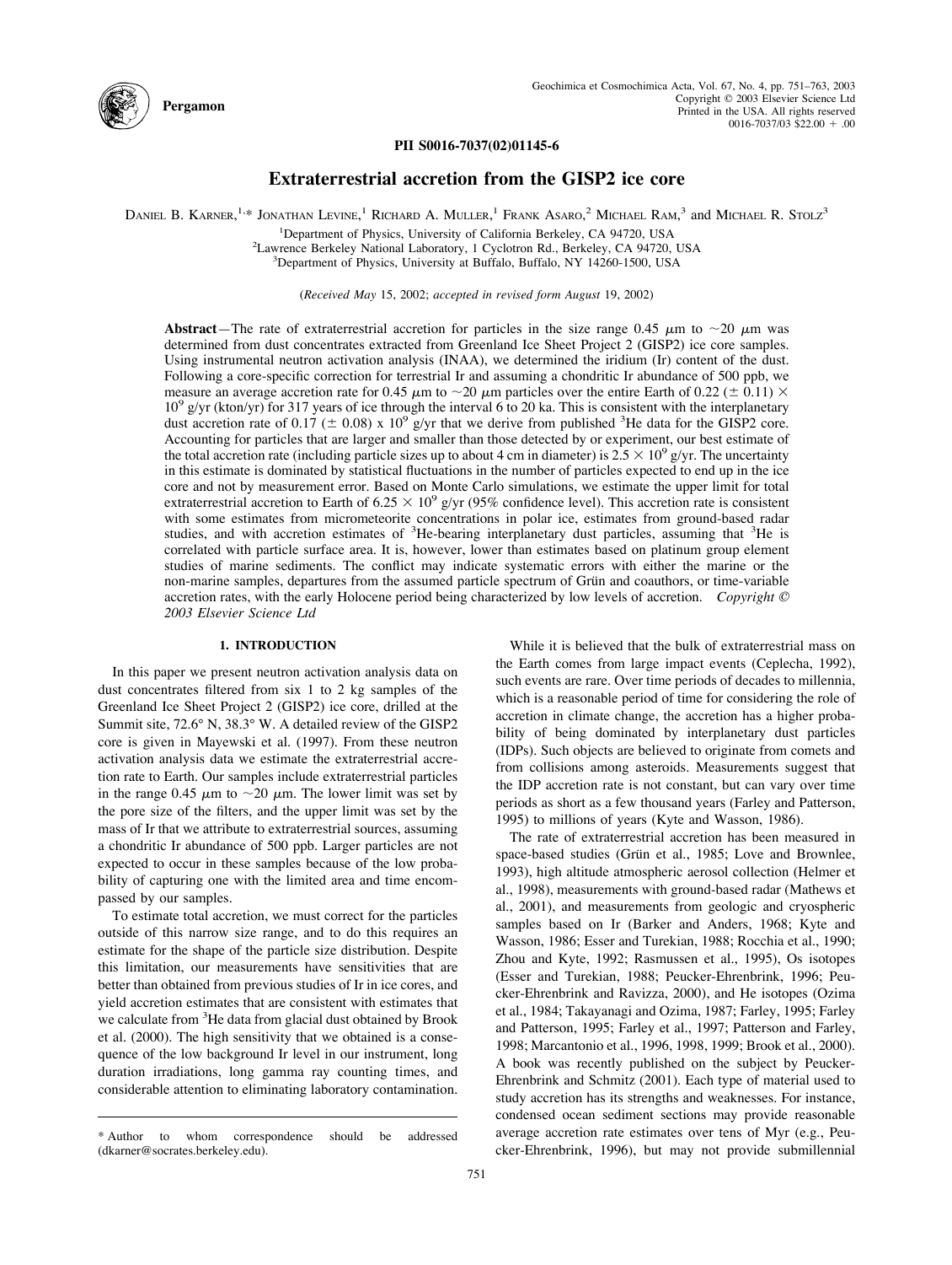PII S0016-7037(02)01145-6

# Extraterrestrial accretion from the GISP2 ice core

Daniel B. Karner,[1,*] Jonathan Levine,[1] Richard A. Muller,[1] Frank Asaro,[2] Michael Ram,[3] and Michael R. Stolz[3]

[1]Department of Physics, University of California Berkeley, CA 94720, USA
[2]Lawrence Berkeley National Laboratory, 1 Cyclotron Rd., Berkeley, CA 94720, USA
[3]Department of Physics, University at Buffalo, Buffalo, NY 14260-1500, USA

(*Received May* 15, 2002; *accepted in revised form August* 19, 2002)

**Abstract**—The rate of extraterrestrial accretion for particles in the size range 0.45 μm to ~20 μm was determined from dust concentrates extracted from Greenland Ice Sheet Project 2 (GISP2) ice core samples. Using instrumental neutron activation analysis (INAA), we determined the iridium (Ir) content of the dust. Following a core-specific correction for terrestrial Ir and assuming a chondritic Ir abundance of 500 ppb, we measure an average accretion rate for 0.45 μm to ~20 μm particles over the entire Earth of 0.22 (± 0.11) × $10^9$ g/yr (kton/yr) for 317 years of ice through the interval 6 to 20 ka. This is consistent with the interplanetary dust accretion rate of 0.17 (± 0.08) x $10^9$ g/yr that we derive from published $^3$He data for the GISP2 core. Accounting for particles that are larger and smaller than those detected by or experiment, our best estimate of the total accretion rate (including particle sizes up to about 4 cm in diameter) is 2.5 × $10^9$ g/yr. The uncertainty in this estimate is dominated by statistical fluctuations in the number of particles expected to end up in the ice core and not by measurement error. Based on Monte Carlo simulations, we estimate the upper limit for total extraterrestrial accretion to Earth of 6.25 × $10^9$ g/yr (95% confidence level). This accretion rate is consistent with some estimates from micrometeorite concentrations in polar ice, estimates from ground-based radar studies, and with accretion estimates of $^3$He-bearing interplanetary dust particles, assuming that $^3$He is correlated with particle surface area. It is, however, lower than estimates based on platinum group element studies of marine sediments. The conflict may indicate systematic errors with either the marine or the non-marine samples, departures from the assumed particle spectrum of Grün and coauthors, or time-variable accretion rates, with the early Holocene period being characterized by low levels of accretion. *Copyright © 2003 Elsevier Science Ltd*

## 1. INTRODUCTION

In this paper we present neutron activation analysis data on dust concentrates filtered from six 1 to 2 kg samples of the Greenland Ice Sheet Project 2 (GISP2) ice core, drilled at the Summit site, 72.6° N, 38.3° W. A detailed review of the GISP2 core is given in Mayewski et al. (1997). From these neutron activation analysis data we estimate the extraterrestrial accretion rate to Earth. Our samples include extraterrestrial particles in the range 0.45 μm to ~20 μm. The lower limit was set by the pore size of the filters, and the upper limit was set by the mass of Ir that we attribute to extraterrestrial sources, assuming a chondritic Ir abundance of 500 ppb. Larger particles are not expected to occur in these samples because of the low probability of capturing one with the limited area and time encompassed by our samples.

To estimate total accretion, we must correct for the particles outside of this narrow size range, and to do this requires an estimate for the shape of the particle size distribution. Despite this limitation, our measurements have sensitivities that are better than obtained from previous studies of Ir in ice cores, and yield accretion estimates that are consistent with estimates that we calculate from $^3$He data from glacial dust obtained by Brook et al. (2000). The high sensitivity that we obtained is a consequence of the low background Ir level in our instrument, long duration irradiations, long gamma ray counting times, and considerable attention to eliminating laboratory contamination.

While it is believed that the bulk of extraterrestrial mass on the Earth comes from large impact events (Ceplecha, 1992), such events are rare. Over time periods of decades to millennia, which is a reasonable period of time for considering the role of accretion in climate change, the accretion has a higher probability of being dominated by interplanetary dust particles (IDPs). Such objects are believed to originate from comets and from collisions among asteroids. Measurements suggest that the IDP accretion rate is not constant, but can vary over time periods as short as a few thousand years (Farley and Patterson, 1995) to millions of years (Kyte and Wasson, 1986).

The rate of extraterrestrial accretion has been measured in space-based studies (Grün et al., 1985; Love and Brownlee, 1993), high altitude atmospheric aerosol collection (Helmer et al., 1998), measurements with ground-based radar (Mathews et al., 2001), and measurements from geologic and cryospheric samples based on Ir (Barker and Anders, 1968; Kyte and Wasson, 1986; Esser and Turekian, 1988; Rocchia et al., 1990; Zhou and Kyte, 1992; Rasmussen et al., 1995), Os isotopes (Esser and Turekian, 1988; Peucker-Ehrenbrink, 1996; Peucker-Ehrenbrink and Ravizza, 2000), and He isotopes (Ozima et al., 1984; Takayanagi and Ozima, 1987; Farley, 1995; Farley and Patterson, 1995; Farley et al., 1997; Patterson and Farley, 1998; Marcantonio et al., 1996, 1998, 1999; Brook et al., 2000). A book was recently published on the subject by Peucker-Ehrenbrink and Schmitz (2001). Each type of material used to study accretion has its strengths and weaknesses. For instance, condensed ocean sediment sections may provide reasonable average accretion rate estimates over tens of Myr (e.g., Peucker-Ehrenbrink, 1996), but may not provide submillennial

\* Author to whom correspondence should be addressed (dkarner@socrates.berkeley.edu).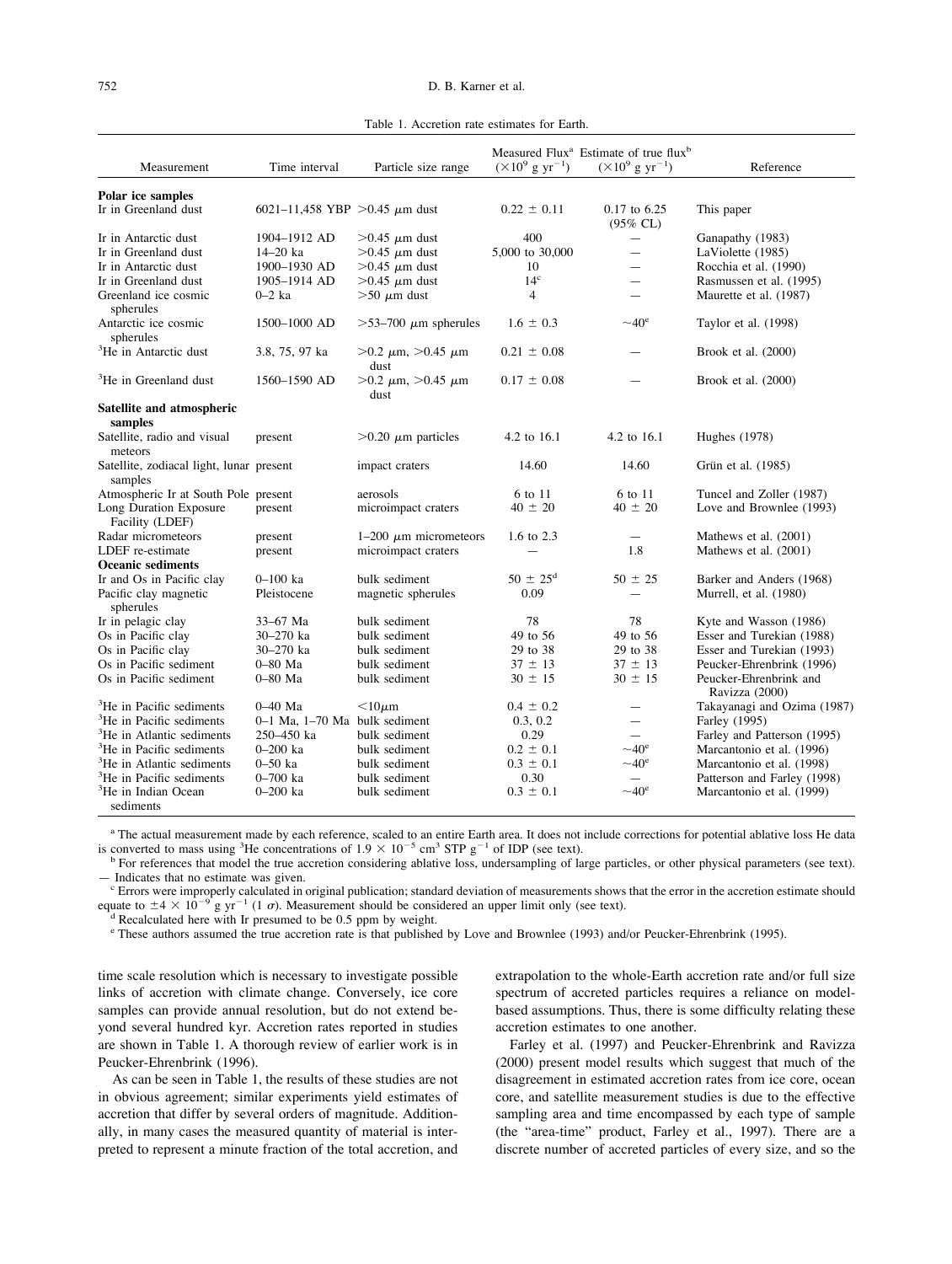Table 1. Accretion rate estimates for Earth.

| Measurement | Time interval | Particle size range | Measured Flux[a] ($\times 10^9$ g yr$^{-1}$) | Estimate of true flux[b] ($\times 10^9$ g yr$^{-1}$) | Reference |
|---|---|---|---|---|---|
| **Polar ice samples** | | | | | |
| Ir in Greenland dust | 6021–11,458 YBP | >0.45 $\mu$m dust | 0.22 ± 0.11 | 0.17 to 6.25 (95% CL) | This paper |
| Ir in Antarctic dust | 1904–1912 AD | >0.45 $\mu$m dust | 400 | — | Ganapathy (1983) |
| Ir in Greenland dust | 14–20 ka | >0.45 $\mu$m dust | 5,000 to 30,000 | — | LaViolette (1985) |
| Ir in Antarctic dust | 1900–1930 AD | >0.45 $\mu$m dust | 10 | — | Rocchia et al. (1990) |
| Ir in Greenland dust | 1905–1914 AD | >0.45 $\mu$m dust | 14[c] | — | Rasmussen et al. (1995) |
| Greenland ice cosmic spherules | 0–2 ka | >50 $\mu$m dust | 4 | — | Maurette et al. (1987) |
| Antarctic ice cosmic spherules | 1500–1000 AD | >53–700 $\mu$m spherules | 1.6 ± 0.3 | ~40[e] | Taylor et al. (1998) |
| $^3$He in Antarctic dust | 3.8, 75, 97 ka | >0.2 $\mu$m, >0.45 $\mu$m dust | 0.21 ± 0.08 | — | Brook et al. (2000) |
| $^3$He in Greenland dust | 1560–1590 AD | >0.2 $\mu$m, >0.45 $\mu$m dust | 0.17 ± 0.08 | — | Brook et al. (2000) |
| **Satellite and atmospheric samples** | | | | | |
| Satellite, radio and visual meteors | present | >0.20 $\mu$m particles | 4.2 to 16.1 | 4.2 to 16.1 | Hughes (1978) |
| Satellite, zodiacal light, lunar samples | present | impact craters | 14.60 | 14.60 | Grün et al. (1985) |
| Atmospheric Ir at South Pole | present | aerosols | 6 to 11 | 6 to 11 | Tuncel and Zoller (1987) |
| Long Duration Exposure Facility (LDEF) | present | microimpact craters | 40 ± 20 | 40 ± 20 | Love and Brownlee (1993) |
| Radar micrometeors | present | 1–200 $\mu$m micrometeors | 1.6 to 2.3 | — | Mathews et al. (2001) |
| LDEF re-estimate | present | microimpact craters | — | 1.8 | Mathews et al. (2001) |
| **Oceanic sediments** | | | | | |
| Ir and Os in Pacific clay | 0–100 ka | bulk sediment | 50 ± 25[d] | 50 ± 25 | Barker and Anders (1968) |
| Pacific clay magnetic spherules | Pleistocene | magnetic spherules | 0.09 | — | Murrell, et al. (1980) |
| Ir in pelagic clay | 33–67 Ma | bulk sediment | 78 | 78 | Kyte and Wasson (1986) |
| Os in Pacific clay | 30–270 ka | bulk sediment | 49 to 56 | 49 to 56 | Esser and Turekian (1988) |
| Os in Pacific clay | 30–270 ka | bulk sediment | 29 to 38 | 29 to 38 | Esser and Turekian (1993) |
| Os in Pacific sediment | 0–80 Ma | bulk sediment | 37 ± 13 | 37 ± 13 | Peucker-Ehrenbrink (1996) |
| Os in Pacific sediment | 0–80 Ma | bulk sediment | 30 ± 15 | 30 ± 15 | Peucker-Ehrenbrink and Ravizza (2000) |
| $^3$He in Pacific sediments | 0–40 Ma | <10$\mu$m | 0.4 ± 0.2 | — | Takayanagi and Ozima (1987) |
| $^3$He in Pacific sediments | 0–1 Ma, 1–70 Ma | bulk sediment | 0.3, 0.2 | — | Farley (1995) |
| $^3$He in Atlantic sediments | 250–450 ka | bulk sediment | 0.29 | — | Farley and Patterson (1995) |
| $^3$He in Pacific sediments | 0–200 ka | bulk sediment | 0.2 ± 0.1 | ~40[e] | Marcantonio et al. (1996) |
| $^3$He in Atlantic sediments | 0–50 ka | bulk sediment | 0.3 ± 0.1 | ~40[e] | Marcantonio et al. (1998) |
| $^3$He in Pacific sediments | 0–700 ka | bulk sediment | 0.30 | — | Patterson and Farley (1998) |
| $^3$He in Indian Ocean sediments | 0–200 ka | bulk sediment | 0.3 ± 0.1 | ~40[e] | Marcantonio et al. (1999) |

[a] The actual measurement made by each reference, scaled to an entire Earth area. It does not include corrections for potential ablative loss He data is converted to mass using $^3$He concentrations of $1.9 \times 10^{-5}$ cm$^3$ STP g$^{-1}$ of IDP (see text).

[b] For references that model the true accretion considering ablative loss, undersampling of large particles, or other physical parameters (see text).

— Indicates that no estimate was given.

[c] Errors were improperly calculated in original publication; standard deviation of measurements shows that the error in the accretion estimate should equate to $\pm 4 \times 10^{-9}$ g yr$^{-1}$ (1 $\sigma$). Measurement should be considered an upper limit only (see text).

[d] Recalculated here with Ir presumed to be 0.5 ppm by weight.

[e] These authors assumed the true accretion rate is that published by Love and Brownlee (1993) and/or Peucker-Ehrenbrink (1995).

time scale resolution which is necessary to investigate possible links of accretion with climate change. Conversely, ice core samples can provide annual resolution, but do not extend beyond several hundred kyr. Accretion rates reported in studies are shown in Table 1. A thorough review of earlier work is in Peucker-Ehrenbrink (1996).

As can be seen in Table 1, the results of these studies are not in obvious agreement; similar experiments yield estimates of accretion that differ by several orders of magnitude. Additionally, in many cases the measured quantity of material is interpreted to represent a minute fraction of the total accretion, and extrapolation to the whole-Earth accretion rate and/or full size spectrum of accreted particles requires a reliance on model-based assumptions. Thus, there is some difficulty relating these accretion estimates to one another.

Farley et al. (1997) and Peucker-Ehrenbrink and Ravizza (2000) present model results which suggest that much of the disagreement in estimated accretion rates from ice core, ocean core, and satellite measurement studies is due to the effective sampling area and time encompassed by each type of sample (the "area-time" product, Farley et al., 1997). There are a discrete number of accreted particles of every size, and so the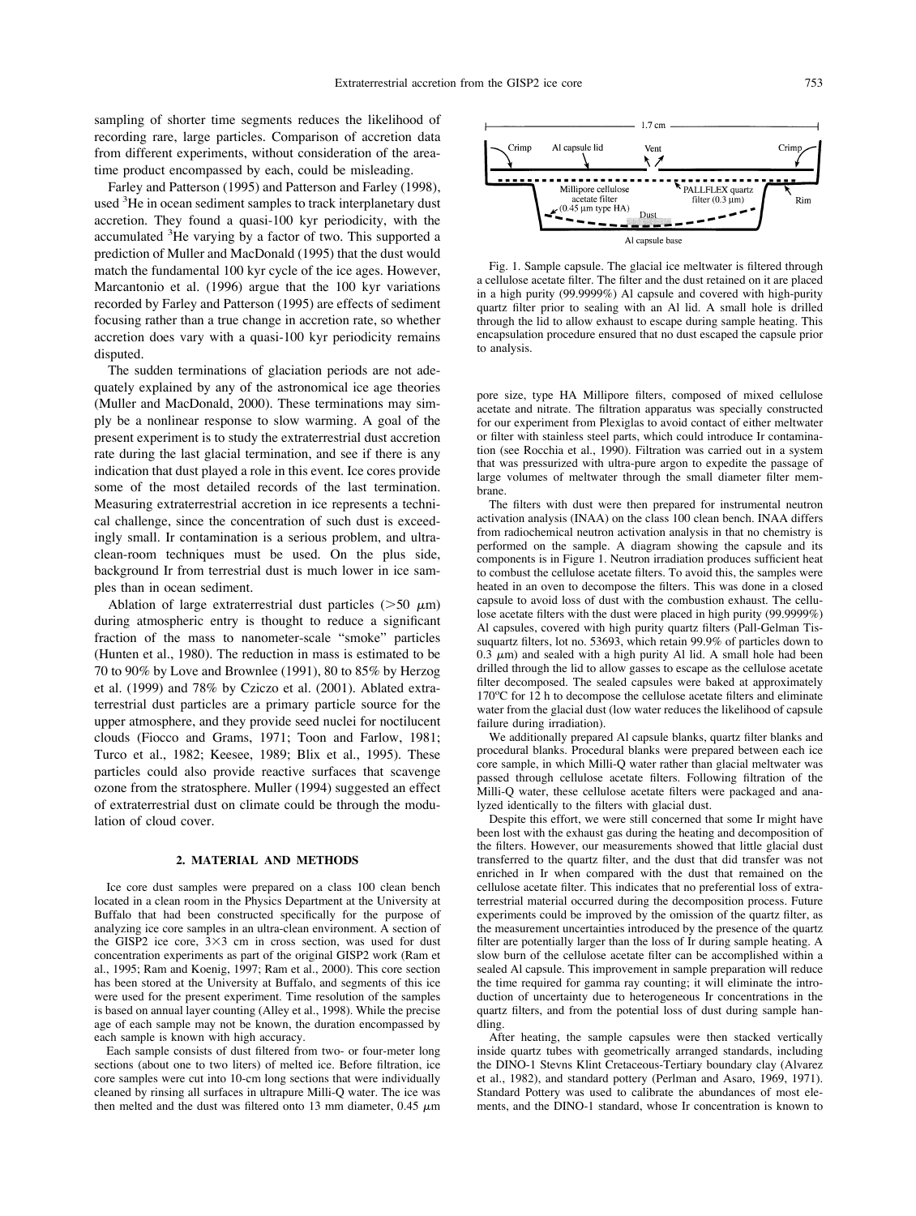sampling of shorter time segments reduces the likelihood of recording rare, large particles. Comparison of accretion data from different experiments, without consideration of the area-time product encompassed by each, could be misleading.

Farley and Patterson (1995) and Patterson and Farley (1998), used $^{3}He$ in ocean sediment samples to track interplanetary dust accretion. They found a quasi-100 kyr periodicity, with the accumulated $^{3}He$ varying by a factor of two. This supported a prediction of Muller and MacDonald (1995) that the dust would match the fundamental 100 kyr cycle of the ice ages. However, Marcantonio et al. (1996) argue that the 100 kyr variations recorded by Farley and Patterson (1995) are effects of sediment focusing rather than a true change in accretion rate, so whether accretion does vary with a quasi-100 kyr periodicity remains disputed.

The sudden terminations of glaciation periods are not adequately explained by any of the astronomical ice age theories (Muller and MacDonald, 2000). These terminations may simply be a nonlinear response to slow warming. A goal of the present experiment is to study the extraterrestrial dust accretion rate during the last glacial termination, and see if there is any indication that dust played a role in this event. Ice cores provide some of the most detailed records of the last termination. Measuring extraterrestrial accretion in ice represents a technical challenge, since the concentration of such dust is exceedingly small. Ir contamination is a serious problem, and ultra-clean-room techniques must be used. On the plus side, background Ir from terrestrial dust is much lower in ice samples than in ocean sediment.

Ablation of large extraterrestrial dust particles (>50 μm) during atmospheric entry is thought to produce a significant fraction of the mass to nanometer-scale "smoke" particles (Hunten et al., 1980). The reduction in mass is estimated to be 70 to 90% by Love and Brownlee (1991), 80 to 85% by Herzog et al. (1999) and 78% by Cziczo et al. (2001). Ablated extraterrestrial dust particles are a primary particle source for the upper atmosphere, and they provide seed nuclei for noctilucent clouds (Fiocco and Grams, 1971; Toon and Farlow, 1981; Turco et al., 1982; Keesee, 1989; Blix et al., 1995). These particles could also provide reactive surfaces that scavenge ozone from the stratosphere. Muller (1994) suggested an effect of extraterrestrial dust on climate could be through the modulation of cloud cover.

## 2. MATERIAL AND METHODS

Ice core dust samples were prepared on a class 100 clean bench located in a clean room in the Physics Department at the University at Buffalo that had been constructed specifically for the purpose of analyzing ice core samples in an ultra-clean environment. A section of the GISP2 ice core, 3×3 cm in cross section, was used for dust concentration experiments as part of the original GISP2 work (Ram et al., 1995; Ram and Koenig, 1997; Ram et al., 2000). This core section has been stored at the University at Buffalo, and segments of this ice were used for the present experiment. Time resolution of the samples is based on annual layer counting (Alley et al., 1998). While the precise age of each sample may not be known, the duration encompassed by each sample is known with high accuracy.

Each sample consists of dust filtered from two- or four-meter long sections (about one to two liters) of melted ice. Before filtration, ice core samples were cut into 10-cm long sections that were individually cleaned by rinsing all surfaces in ultrapure Milli-Q water. The ice was then melted and the dust was filtered onto 13 mm diameter, 0.45 μm pore size, type HA Millipore filters, composed of mixed cellulose acetate and nitrate. The filtration apparatus was specially constructed for our experiment from Plexiglas to avoid contact of either meltwater or filter with stainless steel parts, which could introduce Ir contamination (see Rocchia et al., 1990). Filtration was carried out in a system that was pressurized with ultra-pure argon to expedite the passage of large volumes of meltwater through the small diameter filter membrane.

Fig. 1. Sample capsule. The glacial ice meltwater is filtered through a cellulose acetate filter. The filter and the dust retained on it are placed in a high purity (99.9999%) Al capsule and covered with high-purity quartz filter prior to sealing with an Al lid. A small hole is drilled through the lid to allow exhaust to escape during sample heating. This encapsulation procedure ensured that no dust escaped the capsule prior to analysis.

The filters with dust were then prepared for instrumental neutron activation analysis (INAA) on the class 100 clean bench. INAA differs from radiochemical neutron activation analysis in that no chemistry is performed on the sample. A diagram showing the capsule and its components is in Figure 1. Neutron irradiation produces sufficient heat to combust the cellulose acetate filters. To avoid this, the samples were heated in an oven to decompose the filters. This was done in a closed capsule to avoid loss of dust with the combustion exhaust. The cellulose acetate filters with the dust were placed in high purity (99.9999%) Al capsules, covered with high purity quartz filters (Pall-Gelman Tissuquartz filters, lot no. 53693, which retain 99.9% of particles down to 0.3 μm) and sealed with a high purity Al lid. A small hole had been drilled through the lid to allow gasses to escape as the cellulose acetate filter decomposed. The sealed capsules were baked at approximately 170°C for 12 h to decompose the cellulose acetate filters and eliminate water from the glacial dust (low water reduces the likelihood of capsule failure during irradiation).

We additionally prepared Al capsule blanks, quartz filter blanks and procedural blanks. Procedural blanks were prepared between each ice core sample, in which Milli-Q water rather than glacial meltwater was passed through cellulose acetate filters. Following filtration of the Milli-Q water, these cellulose acetate filters were packaged and analyzed identically to the filters with glacial dust.

Despite this effort, we were still concerned that some Ir might have been lost with the exhaust gas during the heating and decomposition of the filters. However, our measurements showed that little glacial dust transferred to the quartz filter, and the dust that did transfer was not enriched in Ir when compared with the dust that remained on the cellulose acetate filter. This indicates that no preferential loss of extraterrestrial material occurred during the decomposition process. Future experiments could be improved by the omission of the quartz filter, as the measurement uncertainties introduced by the presence of the quartz filter are potentially larger than the loss of Ir during sample heating. A slow burn of the cellulose acetate filter can be accomplished within a sealed Al capsule. This improvement in sample preparation will reduce the time required for gamma ray counting; it will eliminate the introduction of uncertainty due to heterogeneous Ir concentrations in the quartz filters, and from the potential loss of dust during sample handling.

After heating, the sample capsules were then stacked vertically inside quartz tubes with geometrically arranged standards, including the DINO-1 Stevns Klint Cretaceous-Tertiary boundary clay (Alvarez et al., 1982), and standard pottery (Perlman and Asaro, 1969, 1971). Standard Pottery was used to calibrate the abundances of most elements, and the DINO-1 standard, whose Ir concentration is known to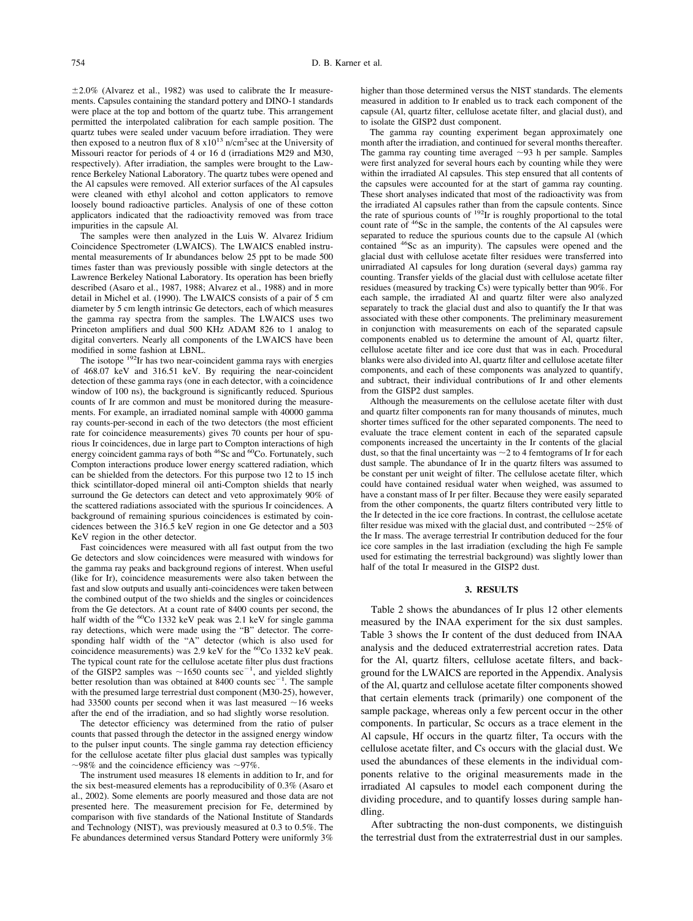±2.0% (Alvarez et al., 1982) was used to calibrate the Ir measurements. Capsules containing the standard pottery and DINO-1 standards were place at the top and bottom of the quartz tube. This arrangement permitted the interpolated calibration for each sample position. The quartz tubes were sealed under vacuum before irradiation. They were then exposed to a neutron flux of 8 x$10^{13}$ n/cm$^2$sec at the University of Missouri reactor for periods of 4 or 16 d (irradiations M29 and M30, respectively). After irradiation, the samples were brought to the Lawrence Berkeley National Laboratory. The quartz tubes were opened and the Al capsules were removed. All exterior surfaces of the Al capsules were cleaned with ethyl alcohol and cotton applicators to remove loosely bound radioactive particles. Analysis of one of these cotton applicators indicated that the radioactivity removed was from trace impurities in the capsule Al.

The samples were then analyzed in the Luis W. Alvarez Iridium Coincidence Spectrometer (LWAICS). The LWAICS enabled instrumental measurements of Ir abundances below 25 ppt to be made 500 times faster than was previously possible with single detectors at the Lawrence Berkeley National Laboratory. Its operation has been briefly described (Asaro et al., 1987, 1988; Alvarez et al., 1988) and in more detail in Michel et al. (1990). The LWAICS consists of a pair of 5 cm diameter by 5 cm length intrinsic Ge detectors, each of which measures the gamma ray spectra from the samples. The LWAICS uses two Princeton amplifiers and dual 500 KHz ADAM 826 to 1 analog to digital converters. Nearly all components of the LWAICS have been modified in some fashion at LBNL.

The isotope $^{192}$Ir has two near-coincident gamma rays with energies of 468.07 keV and 316.51 keV. By requiring the near-coincident detection of these gamma rays (one in each detector, with a coincidence window of 100 ns), the background is significantly reduced. Spurious counts of Ir are common and must be monitored during the measurements. For example, an irradiated nominal sample with 40000 gamma ray counts-per-second in each of the two detectors (the most efficient rate for coincidence measurements) gives 70 counts per hour of spurious Ir coincidences, due in large part to Compton interactions of high energy coincident gamma rays of both $^{46}$Sc and $^{60}$Co. Fortunately, such Compton interactions produce lower energy scattered radiation, which can be shielded from the detectors. For this purpose two 12 to 15 inch thick scintillator-doped mineral oil anti-Compton shields that nearly surround the Ge detectors can detect and veto approximately 90% of the scattered radiations associated with the spurious Ir coincidences. A background of remaining spurious coincidences is estimated by coincidences between the 316.5 keV region in one Ge detector and a 503 KeV region in the other detector.

Fast coincidences were measured with all fast output from the two Ge detectors and slow coincidences were measured with windows for the gamma ray peaks and background regions of interest. When useful (like for Ir), coincidence measurements were also taken between the fast and slow outputs and usually anti-coincidences were taken between the combined output of the two shields and the singles or coincidences from the Ge detectors. At a count rate of 8400 counts per second, the half width of the $^{60}$Co 1332 keV peak was 2.1 keV for single gamma ray detections, which were made using the "B" detector. The corresponding half width of the "A" detector (which is also used for coincidence measurements) was 2.9 keV for the $^{60}$Co 1332 keV peak. The typical count rate for the cellulose acetate filter plus dust fractions of the GISP2 samples was ~1650 counts sec$^{-1}$, and yielded slightly better resolution than was obtained at 8400 counts sec$^{-1}$. The sample with the presumed large terrestrial dust component (M30-25), however, had 33500 counts per second when it was last measured ~16 weeks after the end of the irradiation, and so had slightly worse resolution.

The detector efficiency was determined from the ratio of pulser counts that passed through the detector in the assigned energy window to the pulser input counts. The single gamma ray detection efficiency for the cellulose acetate filter plus glacial dust samples was typically ~98% and the coincidence efficiency was ~97%.

The instrument used measures 18 elements in addition to Ir, and for the six best-measured elements has a reproducibility of 0.3% (Asaro et al., 2002). Some elements are poorly measured and those data are not presented here. The measurement precision for Fe, determined by comparison with five standards of the National Institute of Standards and Technology (NIST), was previously measured at 0.3 to 0.5%. The Fe abundances determined versus Standard Pottery were uniformly 3% higher than those determined versus the NIST standards. The elements measured in addition to Ir enabled us to track each component of the capsule (Al, quartz filter, cellulose acetate filter, and glacial dust), and to isolate the GISP2 dust component.

The gamma ray counting experiment began approximately one month after the irradiation, and continued for several months thereafter. The gamma ray counting time averaged ~93 h per sample. Samples were first analyzed for several hours each by counting while they were within the irradiated Al capsules. This step ensured that all contents of the capsules were accounted for at the start of gamma ray counting. These short analyses indicated that most of the radioactivity was from the irradiated Al capsules rather than from the capsule contents. Since the rate of spurious counts of $^{192}$Ir is roughly proportional to the total count rate of $^{46}$Sc in the sample, the contents of the Al capsules were separated to reduce the spurious counts due to the capsule Al (which contained $^{46}$Sc as an impurity). The capsules were opened and the glacial dust with cellulose acetate filter residues were transferred into unirradiated Al capsules for long duration (several days) gamma ray counting. Transfer yields of the glacial dust with cellulose acetate filter residues (measured by tracking Cs) were typically better than 90%. For each sample, the irradiated Al and quartz filter were also analyzed separately to track the glacial dust and also to quantify the Ir that was associated with these other components. The preliminary measurement in conjunction with measurements on each of the separated capsule components enabled us to determine the amount of Al, quartz filter, cellulose acetate filter and ice core dust that was in each. Procedural blanks were also divided into Al, quartz filter and cellulose acetate filter components, and each of these components was analyzed to quantify, and subtract, their individual contributions of Ir and other elements from the GISP2 dust samples.

Although the measurements on the cellulose acetate filter with dust and quartz filter components ran for many thousands of minutes, much shorter times sufficed for the other separated components. The need to evaluate the trace element content in each of the separated capsule components increased the uncertainty in the Ir contents of the glacial dust, so that the final uncertainty was ~2 to 4 femtograms of Ir for each dust sample. The abundance of Ir in the quartz filters was assumed to be constant per unit weight of filter. The cellulose acetate filter, which could have contained residual water when weighed, was assumed to have a constant mass of Ir per filter. Because they were easily separated from the other components, the quartz filters contributed very little to the Ir detected in the ice core fractions. In contrast, the cellulose acetate filter residue was mixed with the glacial dust, and contributed ~25% of the Ir mass. The average terrestrial Ir contribution deduced for the four ice core samples in the last irradiation (excluding the high Fe sample used for estimating the terrestrial background) was slightly lower than half of the total Ir measured in the GISP2 dust.

## 3. RESULTS

Table 2 shows the abundances of Ir plus 12 other elements measured by the INAA experiment for the six dust samples. Table 3 shows the Ir content of the dust deduced from INAA analysis and the deduced extraterrestrial accretion rates. Data for the Al, quartz filters, cellulose acetate filters, and background for the LWAICS are reported in the Appendix. Analysis of the Al, quartz and cellulose acetate filter components showed that certain elements track (primarily) one component of the sample package, whereas only a few percent occur in the other components. In particular, Sc occurs as a trace element in the Al capsule, Hf occurs in the quartz filter, Ta occurs with the cellulose acetate filter, and Cs occurs with the glacial dust. We used the abundances of these elements in the individual components relative to the original measurements made in the irradiated Al capsules to model each component during the dividing procedure, and to quantify losses during sample handling.

After subtracting the non-dust components, we distinguish the terrestrial dust from the extraterrestrial dust in our samples.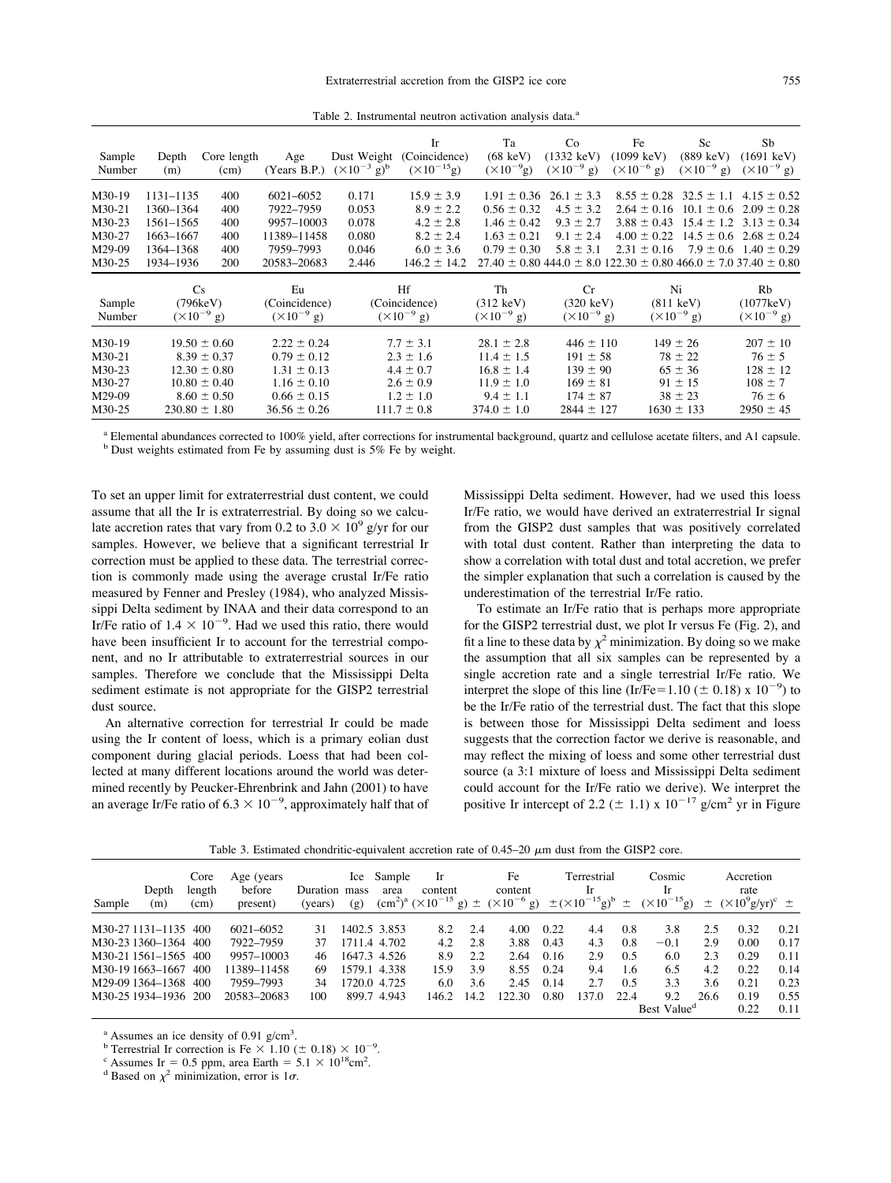Table 2. Instrumental neutron activation analysis data.[a]

| Sample Number | Depth (m) | Core length (cm) | Age (Years B.P.) | Dust Weight ($\times 10^{-3}$ g)[b] | Ir (Coincidence) ($\times 10^{-15}$g) | Ta (68 keV) ($\times 10^{-9}$g) | Co (1332 keV) ($\times 10^{-9}$ g) | Fe (1099 keV) ($\times 10^{-6}$ g) | Sc (889 keV) ($\times 10^{-9}$ g) | Sb (1691 keV) ($\times 10^{-9}$ g) |
|---|---|---|---|---|---|---|---|---|---|---|
| M30-19 | 1131–1135 | 400 | 6021–6052 | 0.171 | 15.9 ± 3.9 | 1.91 ± 0.36 | 26.1 ± 3.3 | 8.55 ± 0.28 | 32.5 ± 1.1 | 4.15 ± 0.52 |
| M30-21 | 1360–1364 | 400 | 7922–7959 | 0.053 | 8.9 ± 2.2 | 0.56 ± 0.32 | 4.5 ± 3.2 | 2.64 ± 0.16 | 10.1 ± 0.6 | 2.09 ± 0.28 |
| M30-23 | 1561–1565 | 400 | 9957–10003 | 0.078 | 4.2 ± 2.8 | 1.46 ± 0.42 | 9.3 ± 2.7 | 3.88 ± 0.43 | 15.4 ± 1.2 | 3.13 ± 0.34 |
| M30-27 | 1663–1667 | 400 | 11389–11458 | 0.080 | 8.2 ± 2.4 | 1.63 ± 0.21 | 9.1 ± 2.4 | 4.00 ± 0.22 | 14.5 ± 0.6 | 2.68 ± 0.24 |
| M29-09 | 1364–1368 | 400 | 7959–7993 | 0.046 | 6.0 ± 3.6 | 0.79 ± 0.30 | 5.8 ± 3.1 | 2.31 ± 0.16 | 7.9 ± 0.6 | 1.40 ± 0.29 |
| M30-25 | 1934–1936 | 200 | 20583–20683 | 2.446 | 146.2 ± 14.2 | 27.40 ± 0.80 | 444.0 ± 8.0 | 122.30 ± 0.80 | 466.0 ± 7.0 | 37.40 ± 0.80 |

| Sample Number | Cs (796keV) ($\times 10^{-9}$ g) | Eu (Coincidence) ($\times 10^{-9}$ g) | Hf (Coincidence) ($\times 10^{-9}$ g) | Th (312 keV) ($\times 10^{-9}$ g) | Cr (320 keV) ($\times 10^{-9}$ g) | Ni (811 keV) ($\times 10^{-9}$ g) | Rb (1077keV) ($\times 10^{-9}$ g) |
|---|---|---|---|---|---|---|---|
| M30-19 | 19.50 ± 0.60 | 2.22 ± 0.24 | 7.7 ± 3.1 | 28.1 ± 2.8 | 446 ± 110 | 149 ± 26 | 207 ± 10 |
| M30-21 | 8.39 ± 0.37 | 0.79 ± 0.12 | 2.3 ± 1.6 | 11.4 ± 1.5 | 191 ± 58 | 78 ± 22 | 76 ± 5 |
| M30-23 | 12.30 ± 0.80 | 1.31 ± 0.13 | 4.4 ± 0.7 | 16.8 ± 1.4 | 139 ± 90 | 65 ± 36 | 128 ± 12 |
| M30-27 | 10.80 ± 0.40 | 1.16 ± 0.10 | 2.6 ± 0.9 | 11.9 ± 1.0 | 169 ± 81 | 91 ± 15 | 108 ± 7 |
| M29-09 | 8.60 ± 0.50 | 0.66 ± 0.15 | 1.2 ± 1.0 | 9.4 ± 1.1 | 174 ± 87 | 38 ± 23 | 76 ± 6 |
| M30-25 | 230.80 ± 1.80 | 36.56 ± 0.26 | 111.7 ± 0.8 | 374.0 ± 1.0 | 2844 ± 127 | 1630 ± 133 | 2950 ± 45 |

[a] Elemental abundances corrected to 100% yield, after corrections for instrumental background, quartz and cellulose acetate filters, and A1 capsule.
[b] Dust weights estimated from Fe by assuming dust is 5% Fe by weight.

To set an upper limit for extraterrestrial dust content, we could assume that all the Ir is extraterrestrial. By doing so we calculate accretion rates that vary from 0.2 to $3.0 \times 10^9$ g/yr for our samples. However, we believe that a significant terrestrial Ir correction must be applied to these data. The terrestrial correction is commonly made using the average crustal Ir/Fe ratio measured by Fenner and Presley (1984), who analyzed Mississippi Delta sediment by INAA and their data correspond to an Ir/Fe ratio of $1.4 \times 10^{-9}$. Had we used this ratio, there would have been insufficient Ir to account for the terrestrial component, and no Ir attributable to extraterrestrial sources in our samples. Therefore we conclude that the Mississippi Delta sediment estimate is not appropriate for the GISP2 terrestrial dust source.

An alternative correction for terrestrial Ir could be made using the Ir content of loess, which is a primary eolian dust component during glacial periods. Loess that had been collected at many different locations around the world was determined recently by Peucker-Ehrenbrink and Jahn (2001) to have an average Ir/Fe ratio of $6.3 \times 10^{-9}$, approximately half that of Mississippi Delta sediment. However, had we used this loess Ir/Fe ratio, we would have derived an extraterrestrial Ir signal from the GISP2 dust samples that was positively correlated with total dust content. Rather than interpreting the data to show a correlation with total dust and total accretion, we prefer the simpler explanation that such a correlation is caused by the underestimation of the terrestrial Ir/Fe ratio.

To estimate an Ir/Fe ratio that is perhaps more appropriate for the GISP2 terrestrial dust, we plot Ir versus Fe (Fig. 2), and fit a line to these data by $\chi^2$ minimization. By doing so we make the assumption that all six samples can be represented by a single accretion rate and a single terrestrial Ir/Fe ratio. We interpret the slope of this line (Ir/Fe=1.10 (± 0.18) x $10^{-9}$) to be the Ir/Fe ratio of the terrestrial dust. The fact that this slope is between those for Mississippi Delta sediment and loess suggests that the correction factor we derive is reasonable, and may reflect the mixing of loess and some other terrestrial dust source (a 3:1 mixture of loess and Mississippi Delta sediment could account for the Ir/Fe ratio we derive). We interpret the positive Ir intercept of 2.2 (± 1.1) x $10^{-17}$ g/cm$^2$ yr in Figure

Table 3. Estimated chondritic-equivalent accretion rate of 0.45–20 $\mu$m dust from the GISP2 core.

| Sample | Depth (m) | Core length (cm) | Age (years before present) | Duration (years) | Ice mass (g) | Sample area (cm$^2$)[a] | Ir content ($\times 10^{-15}$ g) | ± | Fe content ($\times 10^{-6}$ g) | ± | Terrestrial Ir ($\times 10^{-15}$g)[b] | ± | Cosmic Ir ($\times 10^{-15}$g) | ± | Accretion rate ($\times 10^9$g/yr)[c] | ± |
|---|---|---|---|---|---|---|---|---|---|---|---|---|---|---|---|---|
| M30-27 | 1131–1135 | 400 | 6021–6052 | 31 | 1402.5 | 3.853 | 8.2 | 2.4 | 4.00 | 0.22 | 4.4 | 0.8 | 3.8 | 2.5 | 0.32 | 0.21 |
| M30-23 | 1360–1364 | 400 | 7922–7959 | 37 | 1711.4 | 4.702 | 4.2 | 2.8 | 3.88 | 0.43 | 4.3 | 0.8 | −0.1 | 2.9 | 0.00 | 0.17 |
| M30-21 | 1561–1565 | 400 | 9957–10003 | 46 | 1647.3 | 4.526 | 8.9 | 2.2 | 2.64 | 0.16 | 2.9 | 0.5 | 6.0 | 2.3 | 0.29 | 0.11 |
| M30-19 | 1663–1667 | 400 | 11389–11458 | 69 | 1579.1 | 4.338 | 15.9 | 3.9 | 8.55 | 0.24 | 9.4 | 1.6 | 6.5 | 4.2 | 0.22 | 0.14 |
| M29-09 | 1364–1368 | 400 | 7959–7993 | 34 | 1720.0 | 4.725 | 6.0 | 3.6 | 2.45 | 0.14 | 2.7 | 0.5 | 3.3 | 3.6 | 0.21 | 0.23 |
| M30-25 | 1934–1936 | 200 | 20583–20683 | 100 | 899.7 | 4.943 | 146.2 | 14.2 | 122.30 | 0.80 | 137.0 | 22.4 | 9.2 | 26.6 | 0.19 | 0.55 |
| | | | | | | | | | | | | | Best Value[d] | | 0.22 | 0.11 |

[a] Assumes an ice density of 0.91 g/cm$^3$.
[b] Terrestrial Ir correction is Fe × 1.10 (± 0.18) × $10^{-9}$.
[c] Assumes Ir = 0.5 ppm, area Earth = $5.1 \times 10^{18}$cm$^2$.
[d] Based on $\chi^2$ minimization, error is 1$\sigma$.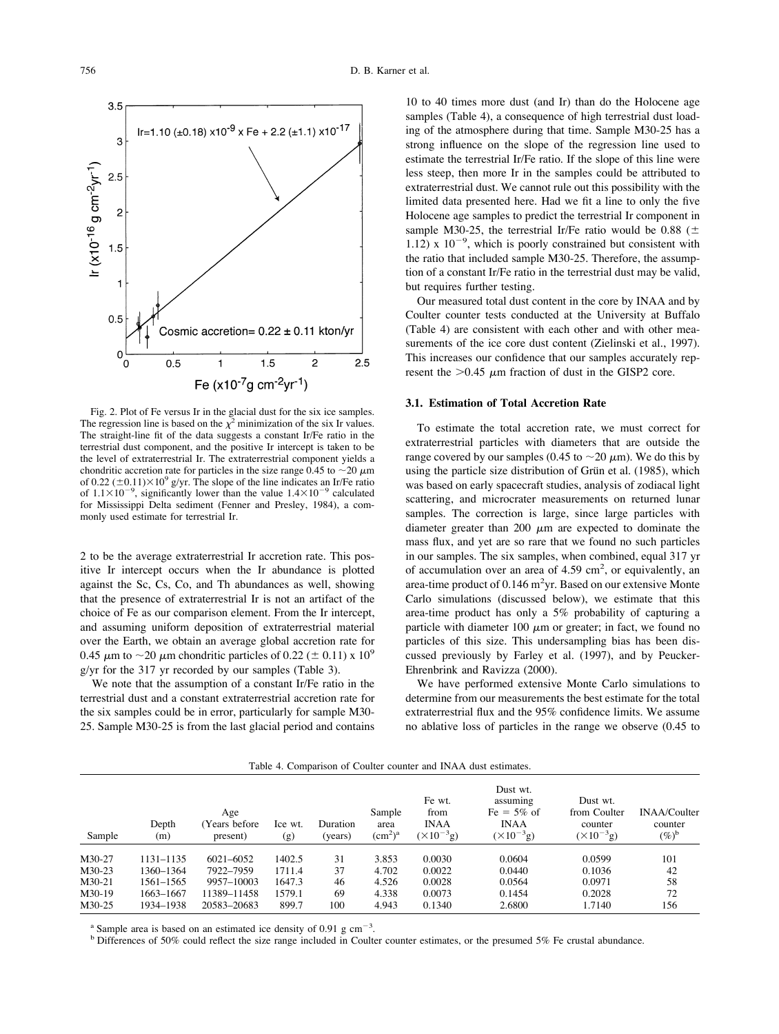Fig. 2. Plot of Fe versus Ir in the glacial dust for the six ice samples. The regression line is based on the $\chi^2$ minimization of the six Ir values. The straight-line fit of the data suggests a constant Ir/Fe ratio in the terrestrial dust component, and the positive Ir intercept is taken to be the level of extraterrestrial Ir. The extraterrestrial component yields a chondritic accretion rate for particles in the size range 0.45 to ~20 $\mu$m of 0.22 ($\pm$0.11)$\times 10^9$ g/yr. The slope of the line indicates an Ir/Fe ratio of $1.1\times10^{-9}$, significantly lower than the value $1.4\times10^{-9}$ calculated for Mississippi Delta sediment (Fenner and Presley, 1984), a commonly used estimate for terrestrial Ir.

2 to be the average extraterrestrial Ir accretion rate. This positive Ir intercept occurs when the Ir abundance is plotted against the Sc, Cs, Co, and Th abundances as well, showing that the presence of extraterrestrial Ir is not an artifact of the choice of Fe as our comparison element. From the Ir intercept, and assuming uniform deposition of extraterrestrial material over the Earth, we obtain an average global accretion rate for 0.45 $\mu$m to ~20 $\mu$m chondritic particles of 0.22 ($\pm$ 0.11) x $10^9$ g/yr for the 317 yr recorded by our samples (Table 3).

We note that the assumption of a constant Ir/Fe ratio in the terrestrial dust and a constant extraterrestrial accretion rate for the six samples could be in error, particularly for sample M30-25. Sample M30-25 is from the last glacial period and contains 10 to 40 times more dust (and Ir) than do the Holocene age samples (Table 4), a consequence of high terrestrial dust loading of the atmosphere during that time. Sample M30-25 has a strong influence on the slope of the regression line used to estimate the terrestrial Ir/Fe ratio. If the slope of this line were less steep, then more Ir in the samples could be attributed to extraterrestrial dust. We cannot rule out this possibility with the limited data presented here. Had we fit a line to only the five Holocene age samples to predict the terrestrial Ir component in sample M30-25, the terrestrial Ir/Fe ratio would be 0.88 ($\pm$ 1.12) x $10^{-9}$, which is poorly constrained but consistent with the ratio that included sample M30-25. Therefore, the assumption of a constant Ir/Fe ratio in the terrestrial dust may be valid, but requires further testing.

Our measured total dust content in the core by INAA and by Coulter counter tests conducted at the University at Buffalo (Table 4) are consistent with each other and with other measurements of the ice core dust content (Zielinski et al., 1997). This increases our confidence that our samples accurately represent the >0.45 $\mu$m fraction of dust in the GISP2 core.

### 3.1. Estimation of Total Accretion Rate

To estimate the total accretion rate, we must correct for extraterrestrial particles with diameters that are outside the range covered by our samples (0.45 to ~20 $\mu$m). We do this by using the particle size distribution of Grün et al. (1985), which was based on early spacecraft studies, analysis of zodiacal light scattering, and microcrater measurements on returned lunar samples. The correction is large, since large particles with diameter greater than 200 $\mu$m are expected to dominate the mass flux, and yet are so rare that we found no such particles in our samples. The six samples, when combined, equal 317 yr of accumulation over an area of 4.59 cm$^2$, or equivalently, an area-time product of 0.146 m$^2$yr. Based on our extensive Monte Carlo simulations (discussed below), we estimate that this area-time product has only a 5% probability of capturing a particle with diameter 100 $\mu$m or greater; in fact, we found no particles of this size. This undersampling bias has been discussed previously by Farley et al. (1997), and by Peucker-Ehrenbrink and Ravizza (2000).

We have performed extensive Monte Carlo simulations to determine from our measurements the best estimate for the total extraterrestrial flux and the 95% confidence limits. We assume no ablative loss of particles in the range we observe (0.45 to

Table 4. Comparison of Coulter counter and INAA dust estimates.

| Sample | Depth (m) | Age (Years before present) | Ice wt. (g) | Duration (years) | Sample area (cm$^2$)[a] | Fe wt. from INAA ($\times10^{-3}$g) | Dust wt. assuming Fe = 5% of INAA ($\times10^{-3}$g) | Dust wt. from Coulter counter ($\times10^{-3}$g) | INAA/Coulter counter (%)[b] |
|---|---|---|---|---|---|---|---|---|---|
| M30-27 | 1131–1135 | 6021–6052 | 1402.5 | 31 | 3.853 | 0.0030 | 0.0604 | 0.0599 | 101 |
| M30-23 | 1360–1364 | 7922–7959 | 1711.4 | 37 | 4.702 | 0.0022 | 0.0440 | 0.1036 | 42 |
| M30-21 | 1561–1565 | 9957–10003 | 1647.3 | 46 | 4.526 | 0.0028 | 0.0564 | 0.0971 | 58 |
| M30-19 | 1663–1667 | 11389–11458 | 1579.1 | 69 | 4.338 | 0.0073 | 0.1454 | 0.2028 | 72 |
| M30-25 | 1934–1938 | 20583–20683 | 899.7 | 100 | 4.943 | 0.1340 | 2.6800 | 1.7140 | 156 |

[a] Sample area is based on an estimated ice density of 0.91 g cm$^{-3}$.

[b] Differences of 50% could reflect the size range included in Coulter counter estimates, or the presumed 5% Fe crustal abundance.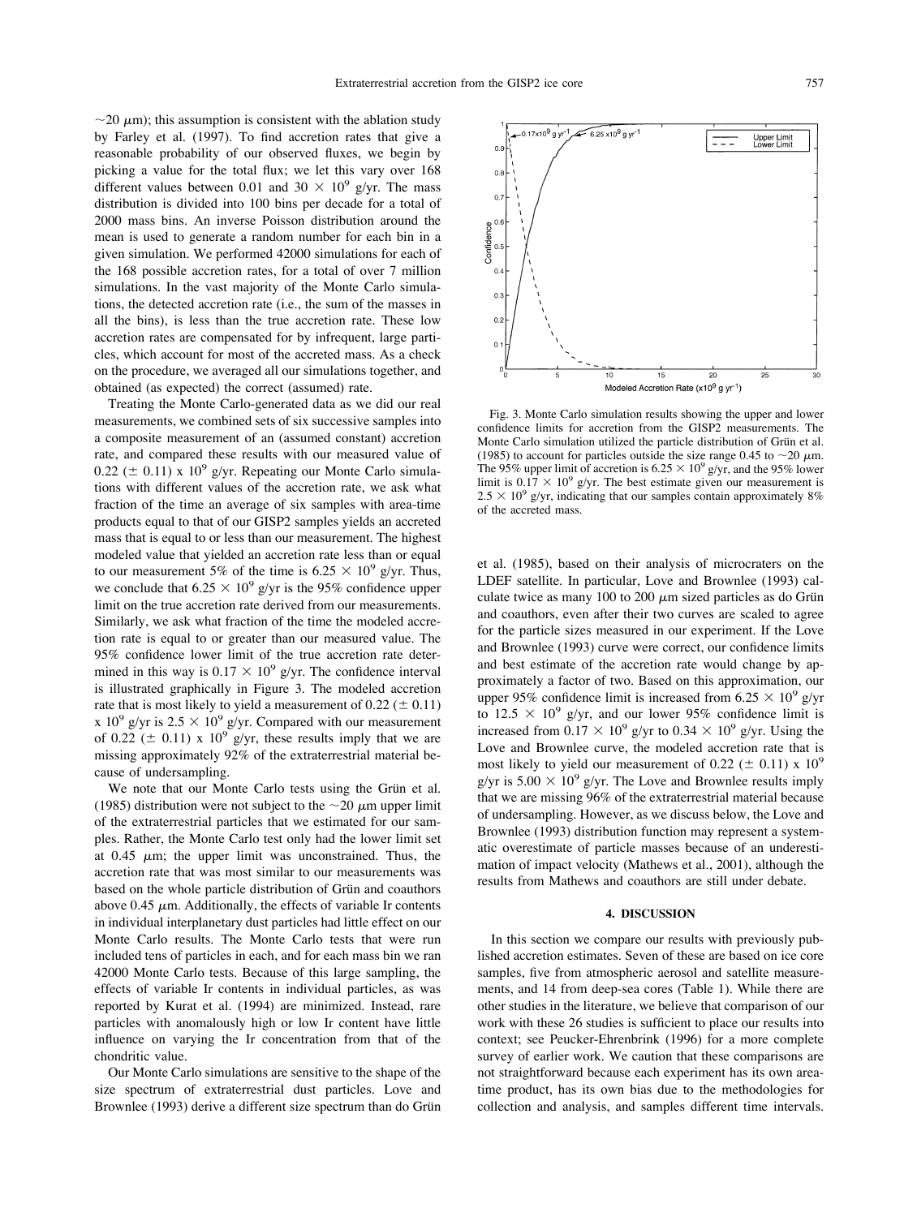~20 μm); this assumption is consistent with the ablation study by Farley et al. (1997). To find accretion rates that give a reasonable probability of our observed fluxes, we begin by picking a value for the total flux; we let this vary over 168 different values between 0.01 and 30 $\times$ $10^9$ g/yr. The mass distribution is divided into 100 bins per decade for a total of 2000 mass bins. An inverse Poisson distribution around the mean is used to generate a random number for each bin in a given simulation. We performed 42000 simulations for each of the 168 possible accretion rates, for a total of over 7 million simulations. In the vast majority of the Monte Carlo simulations, the detected accretion rate (i.e., the sum of the masses in all the bins), is less than the true accretion rate. These low accretion rates are compensated for by infrequent, large particles, which account for most of the accreted mass. As a check on the procedure, we averaged all our simulations together, and obtained (as expected) the correct (assumed) rate.

Treating the Monte Carlo-generated data as we did our real measurements, we combined sets of six successive samples into a composite measurement of an (assumed constant) accretion rate, and compared these results with our measured value of 0.22 (± 0.11) x $10^9$ g/yr. Repeating our Monte Carlo simulations with different values of the accretion rate, we ask what fraction of the time an average of six samples with area-time products equal to that of our GISP2 samples yields an accreted mass that is equal to or less than our measurement. The highest modeled value that yielded an accretion rate less than or equal to our measurement 5% of the time is 6.25 $\times$ $10^9$ g/yr. Thus, we conclude that 6.25 $\times$ $10^9$ g/yr is the 95% confidence upper limit on the true accretion rate derived from our measurements. Similarly, we ask what fraction of the time the modeled accretion rate is equal to or greater than our measured value. The 95% confidence lower limit of the true accretion rate determined in this way is 0.17 $\times$ $10^9$ g/yr. The confidence interval is illustrated graphically in Figure 3. The modeled accretion rate that is most likely to yield a measurement of 0.22 (± 0.11) x $10^9$ g/yr is 2.5 $\times$ $10^9$ g/yr. Compared with our measurement of 0.22 (± 0.11) x $10^9$ g/yr, these results imply that we are missing approximately 92% of the extraterrestrial material because of undersampling.

We note that our Monte Carlo tests using the Grün et al. (1985) distribution were not subject to the ~20 μm upper limit of the extraterrestrial particles that we estimated for our samples. Rather, the Monte Carlo test only had the lower limit set at 0.45 μm; the upper limit was unconstrained. Thus, the accretion rate that was most similar to our measurements was based on the whole particle distribution of Grün and coauthors above 0.45 μm. Additionally, the effects of variable Ir contents in individual interplanetary dust particles had little effect on our Monte Carlo results. The Monte Carlo tests that were run included tens of particles in each, and for each mass bin we ran 42000 Monte Carlo tests. Because of this large sampling, the effects of variable Ir contents in individual particles, as was reported by Kurat et al. (1994) are minimized. Instead, rare particles with anomalously high or low Ir content have little influence on varying the Ir concentration from that of the chondritic value.

Our Monte Carlo simulations are sensitive to the shape of the size spectrum of extraterrestrial dust particles. Love and Brownlee (1993) derive a different size spectrum than do Grün et al. (1985), based on their analysis of microcraters on the LDEF satellite. In particular, Love and Brownlee (1993) calculate twice as many 100 to 200 μm sized particles as do Grün and coauthors, even after their two curves are scaled to agree for the particle sizes measured in our experiment. If the Love and Brownlee (1993) curve were correct, our confidence limits and best estimate of the accretion rate would change by approximately a factor of two. Based on this approximation, our upper 95% confidence limit is increased from 6.25 $\times$ $10^9$ g/yr to 12.5 $\times$ $10^9$ g/yr, and our lower 95% confidence limit is increased from 0.17 $\times$ $10^9$ g/yr to 0.34 $\times$ $10^9$ g/yr. Using the Love and Brownlee curve, the modeled accretion rate that is most likely to yield our measurement of 0.22 (± 0.11) x $10^9$ g/yr is 5.00 $\times$ $10^9$ g/yr. The Love and Brownlee results imply that we are missing 96% of the extraterrestrial material because of undersampling. However, as we discuss below, the Love and Brownlee (1993) distribution function may represent a systematic overestimate of particle masses because of an underestimation of impact velocity (Mathews et al., 2001), although the results from Mathews and coauthors are still under debate.

Fig. 3. Monte Carlo simulation results showing the upper and lower confidence limits for accretion from the GISP2 measurements. The Monte Carlo simulation utilized the particle distribution of Grün et al. (1985) to account for particles outside the size range 0.45 to ~20 μm. The 95% upper limit of accretion is 6.25 $\times$ $10^9$ g/yr, and the 95% lower limit is 0.17 $\times$ $10^9$ g/yr. The best estimate given our measurement is 2.5 $\times$ $10^9$ g/yr, indicating that our samples contain approximately 8% of the accreted mass.

## 4. DISCUSSION

In this section we compare our results with previously published accretion estimates. Seven of these are based on ice core samples, five from atmospheric aerosol and satellite measurements, and 14 from deep-sea cores (Table 1). While there are other studies in the literature, we believe that comparison of our work with these 26 studies is sufficient to place our results into context; see Peucker-Ehrenbrink (1996) for a more complete survey of earlier work. We caution that these comparisons are not straightforward because each experiment has its own area-time product, has its own bias due to the methodologies for collection and analysis, and samples different time intervals.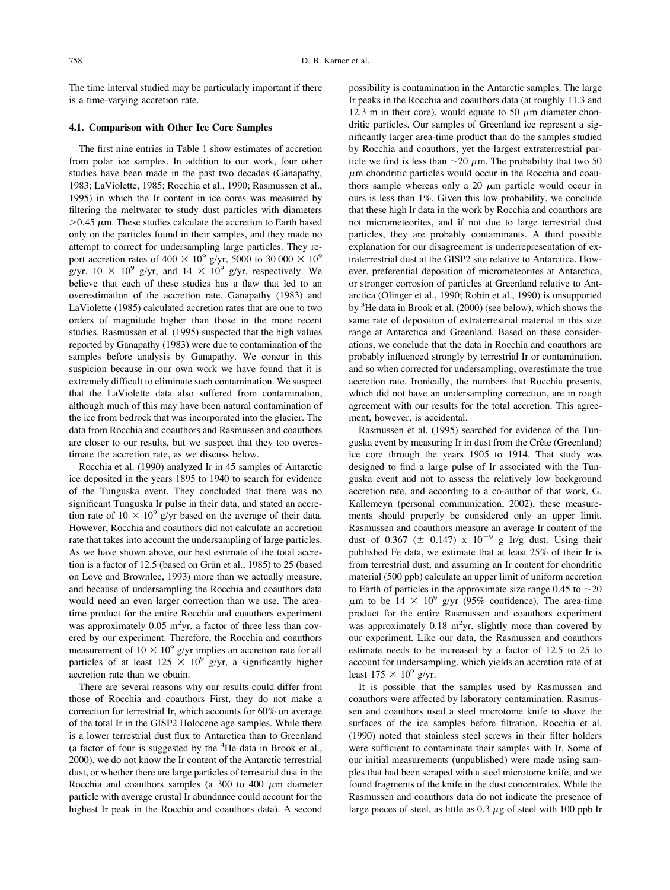The time interval studied may be particularly important if there is a time-varying accretion rate.

### 4.1. Comparison with Other Ice Core Samples

The first nine entries in Table 1 show estimates of accretion from polar ice samples. In addition to our work, four other studies have been made in the past two decades (Ganapathy, 1983; LaViolette, 1985; Rocchia et al., 1990; Rasmussen et al., 1995) in which the Ir content in ice cores was measured by filtering the meltwater to study dust particles with diameters $>0.45$ $\mu$m. These studies calculate the accretion to Earth based only on the particles found in their samples, and they made no attempt to correct for undersampling large particles. They report accretion rates of $400 \times 10^9$ g/yr, 5000 to $30\,000 \times 10^9$ g/yr, $10 \times 10^9$ g/yr, and $14 \times 10^9$ g/yr, respectively. We believe that each of these studies has a flaw that led to an overestimation of the accretion rate. Ganapathy (1983) and LaViolette (1985) calculated accretion rates that are one to two orders of magnitude higher than those in the more recent studies. Rasmussen et al. (1995) suspected that the high values reported by Ganapathy (1983) were due to contamination of the samples before analysis by Ganapathy. We concur in this suspicion because in our own work we have found that it is extremely difficult to eliminate such contamination. We suspect that the LaViolette data also suffered from contamination, although much of this may have been natural contamination of the ice from bedrock that was incorporated into the glacier. The data from Rocchia and coauthors and Rasmussen and coauthors are closer to our results, but we suspect that they too overestimate the accretion rate, as we discuss below.

Rocchia et al. (1990) analyzed Ir in 45 samples of Antarctic ice deposited in the years 1895 to 1940 to search for evidence of the Tunguska event. They concluded that there was no significant Tunguska Ir pulse in their data, and stated an accretion rate of $10 \times 10^9$ g/yr based on the average of their data. However, Rocchia and coauthors did not calculate an accretion rate that takes into account the undersampling of large particles. As we have shown above, our best estimate of the total accretion is a factor of 12.5 (based on Grün et al., 1985) to 25 (based on Love and Brownlee, 1993) more than we actually measure, and because of undersampling the Rocchia and coauthors data would need an even larger correction than we use. The area-time product for the entire Rocchia and coauthors experiment was approximately 0.05 $m^2$yr, a factor of three less than covered by our experiment. Therefore, the Rocchia and coauthors measurement of $10 \times 10^9$ g/yr implies an accretion rate for all particles of at least $125 \times 10^9$ g/yr, a significantly higher accretion rate than we obtain.

There are several reasons why our results could differ from those of Rocchia and coauthors First, they do not make a correction for terrestrial Ir, which accounts for 60% on average of the total Ir in the GISP2 Holocene age samples. While there is a lower terrestrial dust flux to Antarctica than to Greenland (a factor of four is suggested by the $^4$He data in Brook et al., 2000), we do not know the Ir content of the Antarctic terrestrial dust, or whether there are large particles of terrestrial dust in the Rocchia and coauthors samples (a 300 to 400 $\mu$m diameter particle with average crustal Ir abundance could account for the highest Ir peak in the Rocchia and coauthors data). A second possibility is contamination in the Antarctic samples. The large Ir peaks in the Rocchia and coauthors data (at roughly 11.3 and 12.3 m in their core), would equate to 50 $\mu$m diameter chondritic particles. Our samples of Greenland ice represent a significantly larger area-time product than do the samples studied by Rocchia and coauthors, yet the largest extraterrestrial particle we find is less than $\sim$20 $\mu$m. The probability that two 50 $\mu$m chondritic particles would occur in the Rocchia and coauthors sample whereas only a 20 $\mu$m particle would occur in ours is less than 1%. Given this low probability, we conclude that these high Ir data in the work by Rocchia and coauthors are not micrometeorites, and if not due to large terrestrial dust particles, they are probably contaminants. A third possible explanation for our disagreement is underrepresentation of extraterrestrial dust at the GISP2 site relative to Antarctica. However, preferential deposition of micrometeorites at Antarctica, or stronger corrosion of particles at Greenland relative to Antarctica (Olinger et al., 1990; Robin et al., 1990) is unsupported by $^3$He data in Brook et al. (2000) (see below), which shows the same rate of deposition of extraterrestrial material in this size range at Antarctica and Greenland. Based on these considerations, we conclude that the data in Rocchia and coauthors are probably influenced strongly by terrestrial Ir or contamination, and so when corrected for undersampling, overestimate the true accretion rate. Ironically, the numbers that Rocchia presents, which did not have an undersampling correction, are in rough agreement with our results for the total accretion. This agreement, however, is accidental.

Rasmussen et al. (1995) searched for evidence of the Tunguska event by measuring Ir in dust from the Crête (Greenland) ice core through the years 1905 to 1914. That study was designed to find a large pulse of Ir associated with the Tunguska event and not to assess the relatively low background accretion rate, and according to a co-author of that work, G. Kallemeyn (personal communication, 2002), these measurements should properly be considered only an upper limit. Rasmussen and coauthors measure an average Ir content of the dust of 0.367 ($\pm$ 0.147) x $10^{-9}$ g Ir/g dust. Using their published Fe data, we estimate that at least 25% of their Ir is from terrestrial dust, and assuming an Ir content for chondritic material (500 ppb) calculate an upper limit of uniform accretion to Earth of particles in the approximate size range 0.45 to $\sim$20 $\mu$m to be $14 \times 10^9$ g/yr (95% confidence). The area-time product for the entire Rasmussen and coauthors experiment was approximately 0.18 $m^2$yr, slightly more than covered by our experiment. Like our data, the Rasmussen and coauthors estimate needs to be increased by a factor of 12.5 to 25 to account for undersampling, which yields an accretion rate of at least $175 \times 10^9$ g/yr.

It is possible that the samples used by Rasmussen and coauthors were affected by laboratory contamination. Rasmussen and coauthors used a steel microtome knife to shave the surfaces of the ice samples before filtration. Rocchia et al. (1990) noted that stainless steel screws in their filter holders were sufficient to contaminate their samples with Ir. Some of our initial measurements (unpublished) were made using samples that had been scraped with a steel microtome knife, and we found fragments of the knife in the dust concentrates. While the Rasmussen and coauthors data do not indicate the presence of large pieces of steel, as little as 0.3 $\mu$g of steel with 100 ppb Ir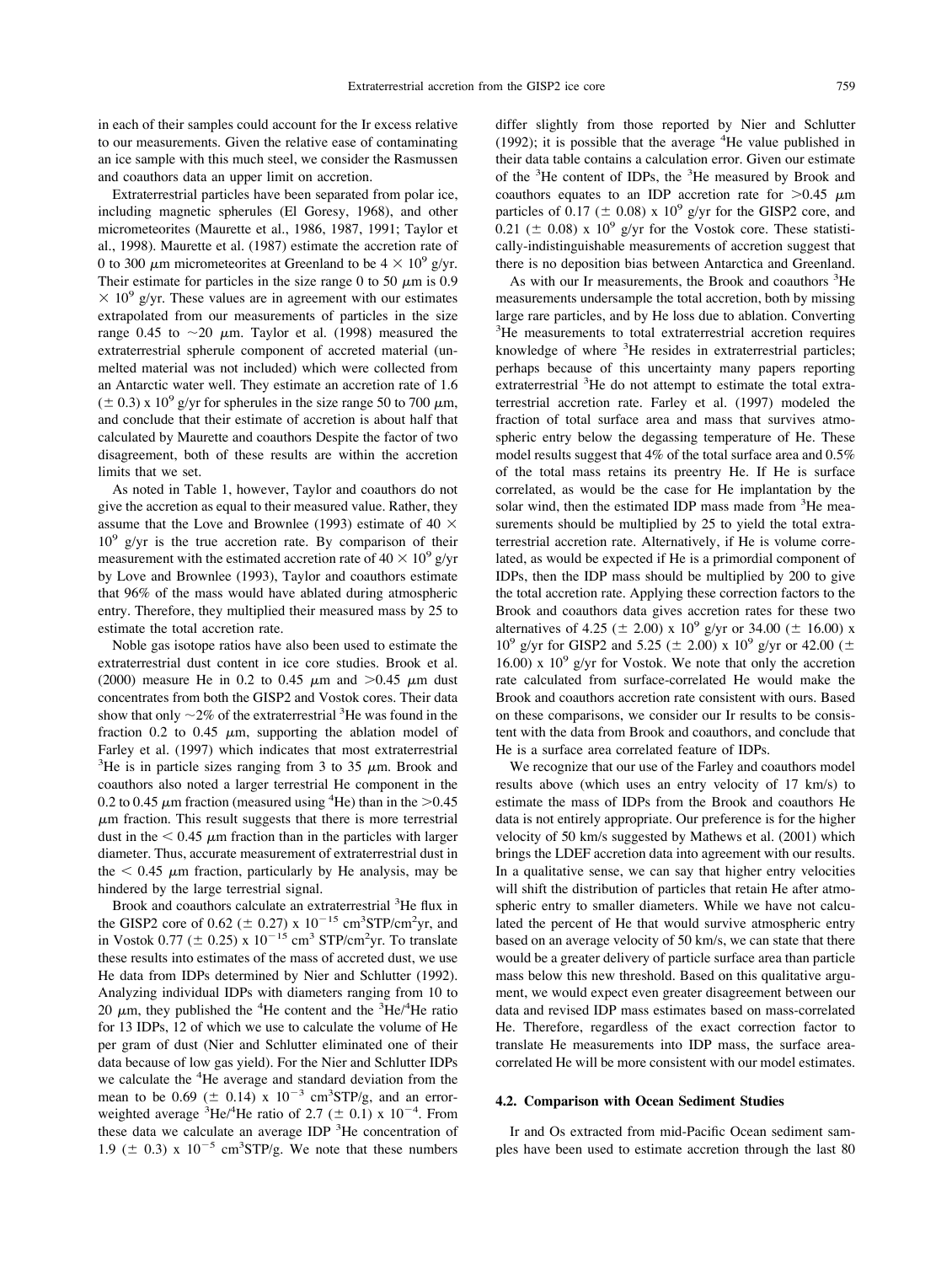in each of their samples could account for the Ir excess relative to our measurements. Given the relative ease of contaminating an ice sample with this much steel, we consider the Rasmussen and coauthors data an upper limit on accretion.

Extraterrestrial particles have been separated from polar ice, including magnetic spherules (El Goresy, 1968), and other micrometeorites (Maurette et al., 1986, 1987, 1991; Taylor et al., 1998). Maurette et al. (1987) estimate the accretion rate of 0 to 300 $\mu$m micrometeorites at Greenland to be $4 \times 10^9$ g/yr. Their estimate for particles in the size range 0 to 50 $\mu$m is 0.9 $\times$ $10^9$ g/yr. These values are in agreement with our estimates extrapolated from our measurements of particles in the size range 0.45 to ~20 $\mu$m. Taylor et al. (1998) measured the extraterrestrial spherule component of accreted material (unmelted material was not included) which were collected from an Antarctic water well. They estimate an accretion rate of 1.6 ($\pm$ 0.3) x $10^9$ g/yr for spherules in the size range 50 to 700 $\mu$m, and conclude that their estimate of accretion is about half that calculated by Maurette and coauthors Despite the factor of two disagreement, both of these results are within the accretion limits that we set.

As noted in Table 1, however, Taylor and coauthors do not give the accretion as equal to their measured value. Rather, they assume that the Love and Brownlee (1993) estimate of 40 $\times$ $10^9$ g/yr is the true accretion rate. By comparison of their measurement with the estimated accretion rate of $40 \times 10^9$ g/yr by Love and Brownlee (1993), Taylor and coauthors estimate that 96% of the mass would have ablated during atmospheric entry. Therefore, they multiplied their measured mass by 25 to estimate the total accretion rate.

Noble gas isotope ratios have also been used to estimate the extraterrestrial dust content in ice core studies. Brook et al. (2000) measure He in 0.2 to 0.45 $\mu$m and >0.45 $\mu$m dust concentrates from both the GISP2 and Vostok cores. Their data show that only ~2% of the extraterrestrial $^3$He was found in the fraction 0.2 to 0.45 $\mu$m, supporting the ablation model of Farley et al. (1997) which indicates that most extraterrestrial $^3$He is in particle sizes ranging from 3 to 35 $\mu$m. Brook and coauthors also noted a larger terrestrial He component in the 0.2 to 0.45 $\mu$m fraction (measured using $^4$He) than in the >0.45 $\mu$m fraction. This result suggests that there is more terrestrial dust in the < 0.45 $\mu$m fraction than in the particles with larger diameter. Thus, accurate measurement of extraterrestrial dust in the < 0.45 $\mu$m fraction, particularly by He analysis, may be hindered by the large terrestrial signal.

Brook and coauthors calculate an extraterrestrial $^3$He flux in the GISP2 core of 0.62 ($\pm$ 0.27) x $10^{-15}$ cm$^3$STP/cm$^2$yr, and in Vostok 0.77 ($\pm$ 0.25) x $10^{-15}$ cm$^3$ STP/cm$^2$yr. To translate these results into estimates of the mass of accreted dust, we use He data from IDPs determined by Nier and Schlutter (1992). Analyzing individual IDPs with diameters ranging from 10 to 20 $\mu$m, they published the $^4$He content and the $^3$He/$^4$He ratio for 13 IDPs, 12 of which we use to calculate the volume of He per gram of dust (Nier and Schlutter eliminated one of their data because of low gas yield). For the Nier and Schlutter IDPs we calculate the $^4$He average and standard deviation from the mean to be 0.69 ($\pm$ 0.14) x $10^{-3}$ cm$^3$STP/g, and an error-weighted average $^3$He/$^4$He ratio of 2.7 ($\pm$ 0.1) x $10^{-4}$. From these data we calculate an average IDP $^3$He concentration of 1.9 ($\pm$ 0.3) x $10^{-5}$ cm$^3$STP/g. We note that these numbers differ slightly from those reported by Nier and Schlutter (1992); it is possible that the average $^4$He value published in their data table contains a calculation error. Given our estimate of the $^3$He content of IDPs, the $^3$He measured by Brook and coauthors equates to an IDP accretion rate for >0.45 $\mu$m particles of 0.17 ($\pm$ 0.08) x $10^9$ g/yr for the GISP2 core, and 0.21 ($\pm$ 0.08) x $10^9$ g/yr for the Vostok core. These statistically-indistinguishable measurements of accretion suggest that there is no deposition bias between Antarctica and Greenland.

As with our Ir measurements, the Brook and coauthors $^3$He measurements undersample the total accretion, both by missing large rare particles, and by He loss due to ablation. Converting $^3$He measurements to total extraterrestrial accretion requires knowledge of where $^3$He resides in extraterrestrial particles; perhaps because of this uncertainty many papers reporting extraterrestrial $^3$He do not attempt to estimate the total extraterrestrial accretion rate. Farley et al. (1997) modeled the fraction of total surface area and mass that survives atmospheric entry below the degassing temperature of He. These model results suggest that 4% of the total surface area and 0.5% of the total mass retains its preentry He. If He is surface correlated, as would be the case for He implantation by the solar wind, then the estimated IDP mass made from $^3$He measurements should be multiplied by 25 to yield the total extraterrestrial accretion rate. Alternatively, if He is volume correlated, as would be expected if He is a primordial component of IDPs, then the IDP mass should be multiplied by 200 to give the total accretion rate. Applying these correction factors to the Brook and coauthors data gives accretion rates for these two alternatives of 4.25 ($\pm$ 2.00) x $10^9$ g/yr or 34.00 ($\pm$ 16.00) x $10^9$ g/yr for GISP2 and 5.25 ($\pm$ 2.00) x $10^9$ g/yr or 42.00 ($\pm$ 16.00) x $10^9$ g/yr for Vostok. We note that only the accretion rate calculated from surface-correlated He would make the Brook and coauthors accretion rate consistent with ours. Based on these comparisons, we consider our Ir results to be consistent with the data from Brook and coauthors, and conclude that He is a surface area correlated feature of IDPs.

We recognize that our use of the Farley and coauthors model results above (which uses an entry velocity of 17 km/s) to estimate the mass of IDPs from the Brook and coauthors He data is not entirely appropriate. Our preference is for the higher velocity of 50 km/s suggested by Mathews et al. (2001) which brings the LDEF accretion data into agreement with our results. In a qualitative sense, we can say that higher entry velocities will shift the distribution of particles that retain He after atmospheric entry to smaller diameters. While we have not calculated the percent of He that would survive atmospheric entry based on an average velocity of 50 km/s, we can state that there would be a greater delivery of particle surface area than particle mass below this new threshold. Based on this qualitative argument, we would expect even greater disagreement between our data and revised IDP mass estimates based on mass-correlated He. Therefore, regardless of the exact correction factor to translate He measurements into IDP mass, the surface area-correlated He will be more consistent with our model estimates.

### 4.2. Comparison with Ocean Sediment Studies

Ir and Os extracted from mid-Pacific Ocean sediment samples have been used to estimate accretion through the last 80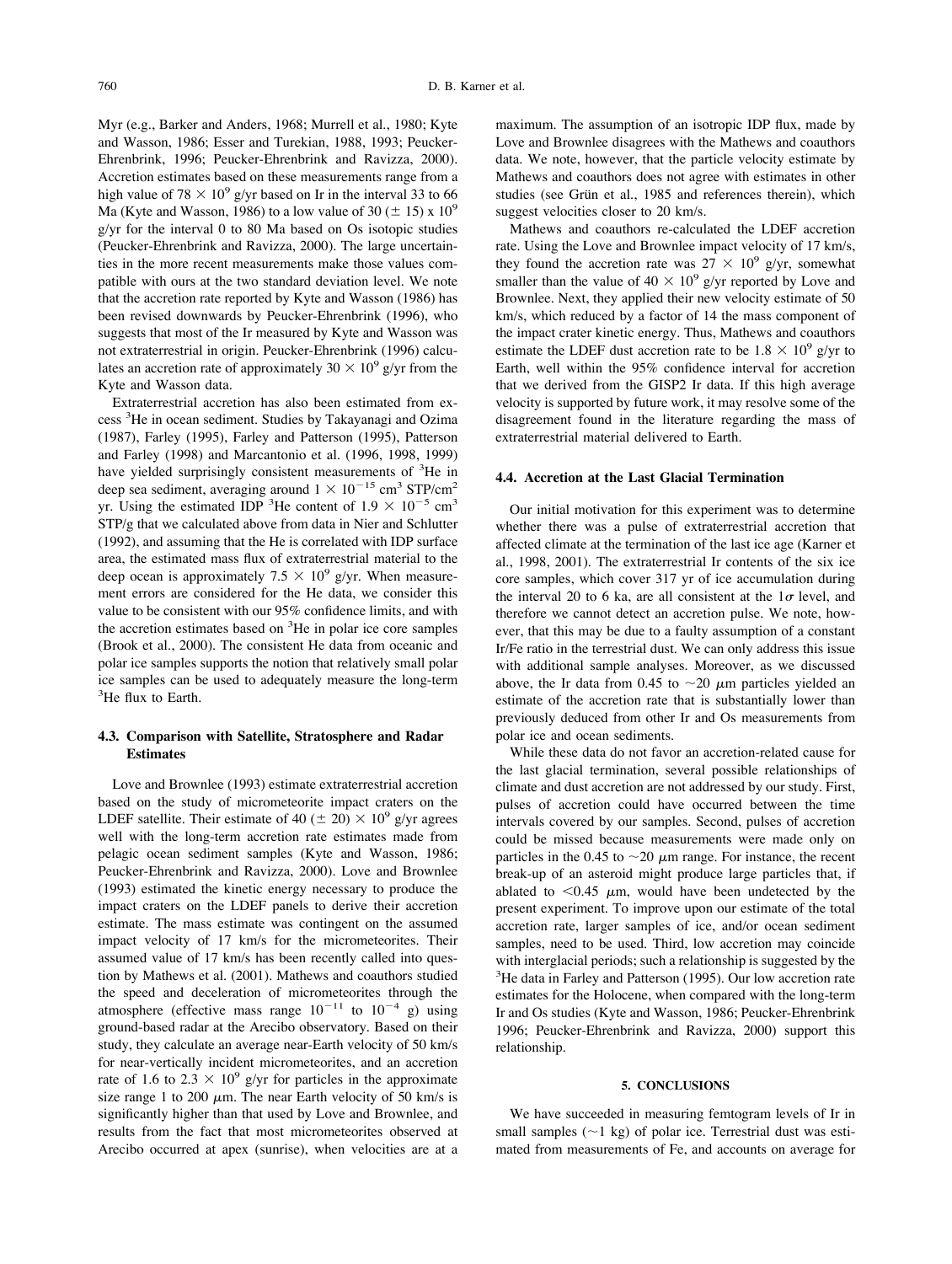Myr (e.g., Barker and Anders, 1968; Murrell et al., 1980; Kyte and Wasson, 1986; Esser and Turekian, 1988, 1993; Peucker-Ehrenbrink, 1996; Peucker-Ehrenbrink and Ravizza, 2000). Accretion estimates based on these measurements range from a high value of $78 \times 10^9$ g/yr based on Ir in the interval 33 to 66 Ma (Kyte and Wasson, 1986) to a low value of 30 ($\pm$ 15) x $10^9$ g/yr for the interval 0 to 80 Ma based on Os isotopic studies (Peucker-Ehrenbrink and Ravizza, 2000). The large uncertainties in the more recent measurements make those values compatible with ours at the two standard deviation level. We note that the accretion rate reported by Kyte and Wasson (1986) has been revised downwards by Peucker-Ehrenbrink (1996), who suggests that most of the Ir measured by Kyte and Wasson was not extraterrestrial in origin. Peucker-Ehrenbrink (1996) calculates an accretion rate of approximately $30 \times 10^9$ g/yr from the Kyte and Wasson data.

Extraterrestrial accretion has also been estimated from excess $^3$He in ocean sediment. Studies by Takayanagi and Ozima (1987), Farley (1995), Farley and Patterson (1995), Patterson and Farley (1998) and Marcantonio et al. (1996, 1998, 1999) have yielded surprisingly consistent measurements of $^3$He in deep sea sediment, averaging around $1 \times 10^{-15}$ cm$^3$ STP/cm$^2$ yr. Using the estimated IDP $^3$He content of $1.9 \times 10^{-5}$ cm$^3$ STP/g that we calculated above from data in Nier and Schlutter (1992), and assuming that the He is correlated with IDP surface area, the estimated mass flux of extraterrestrial material to the deep ocean is approximately $7.5 \times 10^9$ g/yr. When measurement errors are considered for the He data, we consider this value to be consistent with our 95% confidence limits, and with the accretion estimates based on $^3$He in polar ice core samples (Brook et al., 2000). The consistent He data from oceanic and polar ice samples supports the notion that relatively small polar ice samples can be used to adequately measure the long-term $^3$He flux to Earth.

### 4.3. Comparison with Satellite, Stratosphere and Radar Estimates

Love and Brownlee (1993) estimate extraterrestrial accretion based on the study of micrometeorite impact craters on the LDEF satellite. Their estimate of 40 ($\pm$ 20) $\times$ $10^9$ g/yr agrees well with the long-term accretion rate estimates made from pelagic ocean sediment samples (Kyte and Wasson, 1986; Peucker-Ehrenbrink and Ravizza, 2000). Love and Brownlee (1993) estimated the kinetic energy necessary to produce the impact craters on the LDEF panels to derive their accretion estimate. The mass estimate was contingent on the assumed impact velocity of 17 km/s for the micrometeorites. Their assumed value of 17 km/s has been recently called into question by Mathews et al. (2001). Mathews and coauthors studied the speed and deceleration of micrometeorites through the atmosphere (effective mass range $10^{-11}$ to $10^{-4}$ g) using ground-based radar at the Arecibo observatory. Based on their study, they calculate an average near-Earth velocity of 50 km/s for near-vertically incident micrometeorites, and an accretion rate of 1.6 to $2.3 \times 10^9$ g/yr for particles in the approximate size range 1 to 200 $\mu$m. The near Earth velocity of 50 km/s is significantly higher than that used by Love and Brownlee, and results from the fact that most micrometeorites observed at Arecibo occurred at apex (sunrise), when velocities are at a maximum. The assumption of an isotropic IDP flux, made by Love and Brownlee disagrees with the Mathews and coauthors data. We note, however, that the particle velocity estimate by Mathews and coauthors does not agree with estimates in other studies (see Grün et al., 1985 and references therein), which suggest velocities closer to 20 km/s.

Mathews and coauthors re-calculated the LDEF accretion rate. Using the Love and Brownlee impact velocity of 17 km/s, they found the accretion rate was $27 \times 10^9$ g/yr, somewhat smaller than the value of $40 \times 10^9$ g/yr reported by Love and Brownlee. Next, they applied their new velocity estimate of 50 km/s, which reduced by a factor of 14 the mass component of the impact crater kinetic energy. Thus, Mathews and coauthors estimate the LDEF dust accretion rate to be $1.8 \times 10^9$ g/yr to Earth, well within the 95% confidence interval for accretion that we derived from the GISP2 Ir data. If this high average velocity is supported by future work, it may resolve some of the disagreement found in the literature regarding the mass of extraterrestrial material delivered to Earth.

### 4.4. Accretion at the Last Glacial Termination

Our initial motivation for this experiment was to determine whether there was a pulse of extraterrestrial accretion that affected climate at the termination of the last ice age (Karner et al., 1998, 2001). The extraterrestrial Ir contents of the six ice core samples, which cover 317 yr of ice accumulation during the interval 20 to 6 ka, are all consistent at the 1$\sigma$ level, and therefore we cannot detect an accretion pulse. We note, however, that this may be due to a faulty assumption of a constant Ir/Fe ratio in the terrestrial dust. We can only address this issue with additional sample analyses. Moreover, as we discussed above, the Ir data from 0.45 to ~20 $\mu$m particles yielded an estimate of the accretion rate that is substantially lower than previously deduced from other Ir and Os measurements from polar ice and ocean sediments.

While these data do not favor an accretion-related cause for the last glacial termination, several possible relationships of climate and dust accretion are not addressed by our study. First, pulses of accretion could have occurred between the time intervals covered by our samples. Second, pulses of accretion could be missed because measurements were made only on particles in the 0.45 to ~20 $\mu$m range. For instance, the recent break-up of an asteroid might produce large particles that, if ablated to <0.45 $\mu$m, would have been undetected by the present experiment. To improve upon our estimate of the total accretion rate, larger samples of ice, and/or ocean sediment samples, need to be used. Third, low accretion may coincide with interglacial periods; such a relationship is suggested by the $^3$He data in Farley and Patterson (1995). Our low accretion rate estimates for the Holocene, when compared with the long-term Ir and Os studies (Kyte and Wasson, 1986; Peucker-Ehrenbrink 1996; Peucker-Ehrenbrink and Ravizza, 2000) support this relationship.

## 5. CONCLUSIONS

We have succeeded in measuring femtogram levels of Ir in small samples (~1 kg) of polar ice. Terrestrial dust was estimated from measurements of Fe, and accounts on average for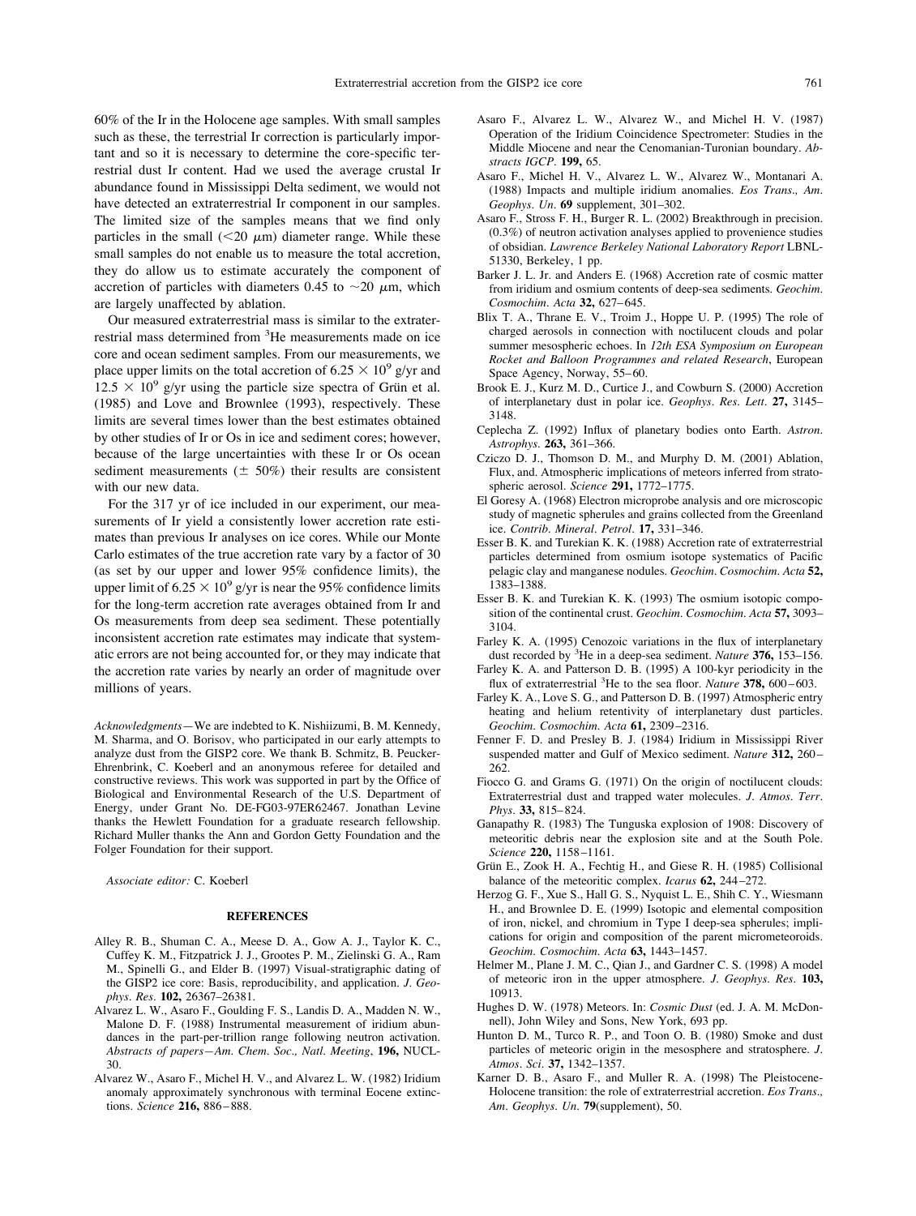60% of the Ir in the Holocene age samples. With small samples such as these, the terrestrial Ir correction is particularly important and so it is necessary to determine the core-specific terrestrial dust Ir content. Had we used the average crustal Ir abundance found in Mississippi Delta sediment, we would not have detected an extraterrestrial Ir component in our samples. The limited size of the samples means that we find only particles in the small ($<20$ $\mu$m) diameter range. While these small samples do not enable us to measure the total accretion, they do allow us to estimate accurately the component of accretion of particles with diameters 0.45 to $\sim$20 $\mu$m, which are largely unaffected by ablation.

Our measured extraterrestrial mass is similar to the extraterrestrial mass determined from $^3$He measurements made on ice core and ocean sediment samples. From our measurements, we place upper limits on the total accretion of $6.25 \times 10^9$ g/yr and $12.5 \times 10^9$ g/yr using the particle size spectra of Grün et al. (1985) and Love and Brownlee (1993), respectively. These limits are several times lower than the best estimates obtained by other studies of Ir or Os in ice and sediment cores; however, because of the large uncertainties with these Ir or Os ocean sediment measurements ($\pm$ 50%) their results are consistent with our new data.

For the 317 yr of ice included in our experiment, our measurements of Ir yield a consistently lower accretion rate estimates than previous Ir analyses on ice cores. While our Monte Carlo estimates of the true accretion rate vary by a factor of 30 (as set by our upper and lower 95% confidence limits), the upper limit of $6.25 \times 10^9$ g/yr is near the 95% confidence limits for the long-term accretion rate averages obtained from Ir and Os measurements from deep sea sediment. These potentially inconsistent accretion rate estimates may indicate that systematic errors are not being accounted for, or they may indicate that the accretion rate varies by nearly an order of magnitude over millions of years.

*Acknowledgments*—We are indebted to K. Nishiizumi, B. M. Kennedy, M. Sharma, and O. Borisov, who participated in our early attempts to analyze dust from the GISP2 core. We thank B. Schmitz, B. Peucker-Ehrenbrink, C. Koeberl and an anonymous referee for detailed and constructive reviews. This work was supported in part by the Office of Biological and Environmental Research of the U.S. Department of Energy, under Grant No. DE-FG03-97ER62467. Jonathan Levine thanks the Hewlett Foundation for a graduate research fellowship. Richard Muller thanks the Ann and Gordon Getty Foundation and the Folger Foundation for their support.

*Associate editor:* C. Koeberl

## REFERENCES

Alley R. B., Shuman C. A., Meese D. A., Gow A. J., Taylor K. C., Cuffey K. M., Fitzpatrick J. J., Grootes P. M., Zielinski G. A., Ram M., Spinelli G., and Elder B. (1997) Visual-stratigraphic dating of the GISP2 ice core: Basis, reproducibility, and application. *J. Geophys. Res.* **102,** 26367–26381.

Alvarez L. W., Asaro F., Goulding F. S., Landis D. A., Madden N. W., Malone D. F. (1988) Instrumental measurement of iridium abundances in the part-per-trillion range following neutron activation. *Abstracts of papers—Am. Chem. Soc., Natl. Meeting*, **196,** NUCL-30.

Alvarez W., Asaro F., Michel H. V., and Alvarez L. W. (1982) Iridium anomaly approximately synchronous with terminal Eocene extinctions. *Science* **216,** 886–888.

Asaro F., Alvarez L. W., Alvarez W., and Michel H. V. (1987) Operation of the Iridium Coincidence Spectrometer: Studies in the Middle Miocene and near the Cenomanian-Turonian boundary. *Abstracts IGCP*. **199,** 65.

Asaro F., Michel H. V., Alvarez L. W., Alvarez W., Montanari A. (1988) Impacts and multiple iridium anomalies. *Eos Trans., Am. Geophys. Un*. **69** supplement, 301–302.

Asaro F., Stross F. H., Burger R. L. (2002) Breakthrough in precision. (0.3%) of neutron activation analyses applied to provenience studies of obsidian. *Lawrence Berkeley National Laboratory Report* LBNL-51330, Berkeley, 1 pp.

Barker J. L. Jr. and Anders E. (1968) Accretion rate of cosmic matter from iridium and osmium contents of deep-sea sediments. *Geochim. Cosmochim. Acta* **32,** 627–645.

Blix T. A., Thrane E. V., Troim J., Hoppe U. P. (1995) The role of charged aerosols in connection with noctilucent clouds and polar summer mesospheric echoes. In *12th ESA Symposium on European Rocket and Balloon Programmes and related Research*, European Space Agency, Norway, 55–60.

Brook E. J., Kurz M. D., Curtice J., and Cowburn S. (2000) Accretion of interplanetary dust in polar ice. *Geophys. Res. Lett*. **27,** 3145–3148.

Ceplecha Z. (1992) Influx of planetary bodies onto Earth. *Astron. Astrophys*. **263,** 361–366.

Cziczo D. J., Thomson D. M., and Murphy D. M. (2001) Ablation, Flux, and. Atmospheric implications of meteors inferred from stratospheric aerosol. *Science* **291,** 1772–1775.

El Goresy A. (1968) Electron microprobe analysis and ore microscopic study of magnetic spherules and grains collected from the Greenland ice. *Contrib. Mineral. Petrol*. **17,** 331–346.

Esser B. K. and Turekian K. K. (1988) Accretion rate of extraterrestrial particles determined from osmium isotope systematics of Pacific pelagic clay and manganese nodules. *Geochim. Cosmochim. Acta* **52,** 1383–1388.

Esser B. K. and Turekian K. K. (1993) The osmium isotopic composition of the continental crust. *Geochim. Cosmochim. Acta* **57,** 3093–3104.

Farley K. A. (1995) Cenozoic variations in the flux of interplanetary dust recorded by $^3$He in a deep-sea sediment. *Nature* **376,** 153–156.

Farley K. A. and Patterson D. B. (1995) A 100-kyr periodicity in the flux of extraterrestrial $^3$He to the sea floor. *Nature* **378,** 600–603.

Farley K. A., Love S. G., and Patterson D. B. (1997) Atmospheric entry heating and helium retentivity of interplanetary dust particles. *Geochim. Cosmochim. Acta* **61,** 2309–2316.

Fenner F. D. and Presley B. J. (1984) Iridium in Mississippi River suspended matter and Gulf of Mexico sediment. *Nature* **312,** 260–262.

Fiocco G. and Grams G. (1971) On the origin of noctilucent clouds: Extraterrestrial dust and trapped water molecules. *J. Atmos. Terr. Phys*. **33,** 815–824.

Ganapathy R. (1983) The Tunguska explosion of 1908: Discovery of meteoritic debris near the explosion site and at the South Pole. *Science* **220,** 1158–1161.

Grün E., Zook H. A., Fechtig H., and Giese R. H. (1985) Collisional balance of the meteoritic complex. *Icarus* **62,** 244–272.

Herzog G. F., Xue S., Hall G. S., Nyquist L. E., Shih C. Y., Wiesmann H., and Brownlee D. E. (1999) Isotopic and elemental composition of iron, nickel, and chromium in Type I deep-sea spherules; implications for origin and composition of the parent micrometeoroids. *Geochim. Cosmochim. Acta* **63,** 1443–1457.

Helmer M., Plane J. M. C., Qian J., and Gardner C. S. (1998) A model of meteoric iron in the upper atmosphere. *J. Geophys. Res*. **103,** 10913.

Hughes D. W. (1978) Meteors. In: *Cosmic Dust* (ed. J. A. M. McDonnell), John Wiley and Sons, New York, 693 pp.

Hunton D. M., Turco R. P., and Toon O. B. (1980) Smoke and dust particles of meteoric origin in the mesosphere and stratosphere. *J. Atmos. Sci*. **37,** 1342–1357.

Karner D. B., Asaro F., and Muller R. A. (1998) The Pleistocene-Holocene transition: the role of extraterrestrial accretion. *Eos Trans., Am. Geophys. Un*. **79**(supplement), 50.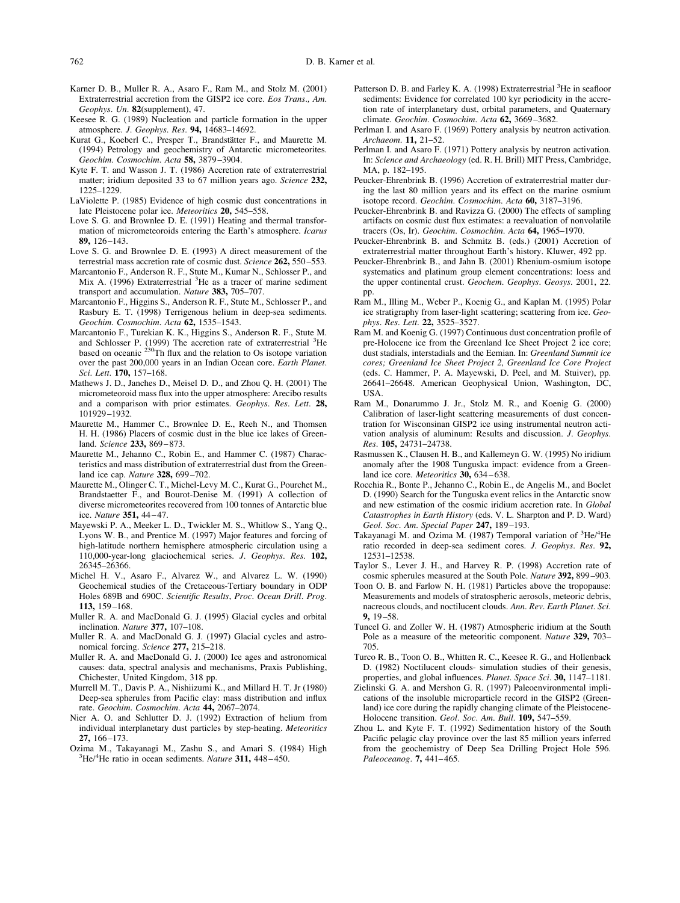Karner D. B., Muller R. A., Asaro F., Ram M., and Stolz M. (2001) Extraterrestrial accretion from the GISP2 ice core. *Eos Trans., Am. Geophys. Un.* **82**(supplement), 47.

Keesee R. G. (1989) Nucleation and particle formation in the upper atmosphere. *J. Geophys. Res.* **94,** 14683–14692.

Kurat G., Koeberl C., Presper T., Brandstätter F., and Maurette M. (1994) Petrology and geochemistry of Antarctic micrometeorites. *Geochim. Cosmochim. Acta* **58,** 3879–3904.

Kyte F. T. and Wasson J. T. (1986) Accretion rate of extraterrestrial matter; iridium deposited 33 to 67 million years ago. *Science* **232,** 1225–1229.

LaViolette P. (1985) Evidence of high cosmic dust concentrations in late Pleistocene polar ice. *Meteoritics* **20,** 545–558.

Love S. G. and Brownlee D. E. (1991) Heating and thermal transformation of micrometeoroids entering the Earth's atmosphere. *Icarus* **89,** 126–143.

Love S. G. and Brownlee D. E. (1993) A direct measurement of the terrestrial mass accretion rate of cosmic dust. *Science* **262,** 550–553.

Marcantonio F., Anderson R. F., Stute M., Kumar N., Schlosser P., and Mix A. (1996) Extraterrestrial $^3$He as a tracer of marine sediment transport and accumulation. *Nature* **383,** 705–707.

Marcantonio F., Higgins S., Anderson R. F., Stute M., Schlosser P., and Rasbury E. T. (1998) Terrigenous helium in deep-sea sediments. *Geochim. Cosmochim. Acta* **62,** 1535–1543.

Marcantonio F., Turekian K. K., Higgins S., Anderson R. F., Stute M. and Schlosser P. (1999) The accretion rate of extraterrestrial $^3$He based on oceanic $^{230}$Th flux and the relation to Os isotope variation over the past 200,000 years in an Indian Ocean core. *Earth Planet. Sci. Lett.* **170,** 157–168.

Mathews J. D., Janches D., Meisel D. D., and Zhou Q. H. (2001) The micrometeoroid mass flux into the upper atmosphere: Arecibo results and a comparison with prior estimates. *Geophys. Res. Lett.* **28,** 101929–1932.

Maurette M., Hammer C., Brownlee D. E., Reeh N., and Thomsen H. H. (1986) Placers of cosmic dust in the blue ice lakes of Greenland. *Science* **233,** 869–873.

Maurette M., Jehanno C., Robin E., and Hammer C. (1987) Characteristics and mass distribution of extraterrestrial dust from the Greenland ice cap. *Nature* **328,** 699–702.

Maurette M., Olinger C. T., Michel-Levy M. C., Kurat G., Pourchet M., Brandstaetter F., and Bourot-Denise M. (1991) A collection of diverse micrometeorites recovered from 100 tonnes of Antarctic blue ice. *Nature* **351,** 44–47.

Mayewski P. A., Meeker L. D., Twickler M. S., Whitlow S., Yang Q., Lyons W. B., and Prentice M. (1997) Major features and forcing of high-latitude northern hemisphere atmospheric circulation using a 110,000-year-long glaciochemical series. *J. Geophys. Res.* **102,** 26345–26366.

Michel H. V., Asaro F., Alvarez W., and Alvarez L. W. (1990) Geochemical studies of the Cretaceous-Tertiary boundary in ODP Holes 689B and 690C. *Scientific Results*, *Proc. Ocean Drill. Prog.* **113,** 159–168.

Muller R. A. and MacDonald G. J. (1995) Glacial cycles and orbital inclination. *Nature* **377,** 107–108.

Muller R. A. and MacDonald G. J. (1997) Glacial cycles and astronomical forcing. *Science* **277,** 215–218.

Muller R. A. and MacDonald G. J. (2000) Ice ages and astronomical causes: data, spectral analysis and mechanisms, Praxis Publishing, Chichester, United Kingdom, 318 pp.

Murrell M. T., Davis P. A., Nishiizumi K., and Millard H. T. Jr (1980) Deep-sea spherules from Pacific clay: mass distribution and influx rate. *Geochim. Cosmochim. Acta* **44,** 2067–2074.

Nier A. O. and Schlutter D. J. (1992) Extraction of helium from individual interplanetary dust particles by step-heating. *Meteoritics* **27,** 166–173.

Ozima M., Takayanagi M., Zashu S., and Amari S. (1984) High $^3$He/$^4$He ratio in ocean sediments. *Nature* **311,** 448–450.

Patterson D. B. and Farley K. A. (1998) Extraterrestrial $^3$He in seafloor sediments: Evidence for correlated 100 kyr periodicity in the accretion rate of interplanetary dust, orbital parameters, and Quaternary climate. *Geochim. Cosmochim. Acta* **62,** 3669–3682.

Perlman I. and Asaro F. (1969) Pottery analysis by neutron activation. *Archaeom.* **11,** 21–52.

Perlman I. and Asaro F. (1971) Pottery analysis by neutron activation. In: *Science and Archaeology* (ed. R. H. Brill) MIT Press, Cambridge, MA, p. 182–195.

Peucker-Ehrenbrink B. (1996) Accretion of extraterrestrial matter during the last 80 million years and its effect on the marine osmium isotope record. *Geochim. Cosmochim. Acta* **60,** 3187–3196.

Peucker-Ehrenbrink B. and Ravizza G. (2000) The effects of sampling artifacts on cosmic dust flux estimates: a reevaluation of nonvolatile tracers (Os, Ir). *Geochim. Cosmochim. Acta* **64,** 1965–1970.

Peucker-Ehrenbrink B. and Schmitz B. (eds.) (2001) Accretion of extraterrestrial matter throughout Earth's history. Kluwer, 492 pp.

Peucker-Ehrenbrink B., and Jahn B. (2001) Rhenium-osmium isotope systematics and platinum group element concentrations: loess and the upper continental crust. *Geochem. Geophys. Geosys.* 2001, 22. pp.

Ram M., Illing M., Weber P., Koenig G., and Kaplan M. (1995) Polar ice stratigraphy from laser-light scattering; scattering from ice. *Geophys. Res. Lett.* **22,** 3525–3527.

Ram M. and Koenig G. (1997) Continuous dust concentration profile of pre-Holocene ice from the Greenland Ice Sheet Project 2 ice core; dust stadials, interstadials and the Eemian. In: *Greenland Summit ice cores; Greenland Ice Sheet Project 2, Greenland Ice Core Project* (eds. C. Hammer, P. A. Mayewski, D. Peel, and M. Stuiver), pp. 26641–26648. American Geophysical Union, Washington, DC, USA.

Ram M., Donarummo J. Jr., Stolz M. R., and Koenig G. (2000) Calibration of laser-light scattering measurements of dust concentration for Wisconsinan GISP2 ice using instrumental neutron activation analysis of aluminum: Results and discussion. *J. Geophys. Res.* **105,** 24731–24738.

Rasmussen K., Clausen H. B., and Kallemeyn G. W. (1995) No iridium anomaly after the 1908 Tunguska impact: evidence from a Greenland ice core. *Meteoritics* **30,** 634–638.

Rocchia R., Bonte P., Jehanno C., Robin E., de Angelis M., and Boclet D. (1990) Search for the Tunguska event relics in the Antarctic snow and new estimation of the cosmic iridium accretion rate. In *Global Catastrophes in Earth History* (eds. V. L. Sharpton and P. D. Ward) *Geol. Soc. Am. Special Paper* **247,** 189–193.

Takayanagi M. and Ozima M. (1987) Temporal variation of $^3$He/$^4$He ratio recorded in deep-sea sediment cores. *J. Geophys. Res.* **92,** 12531–12538.

Taylor S., Lever J. H., and Harvey R. P. (1998) Accretion rate of cosmic spherules measured at the South Pole. *Nature* **392,** 899–903.

Toon O. B. and Farlow N. H. (1981) Particles above the tropopause: Measurements and models of stratospheric aerosols, meteoric debris, nacreous clouds, and noctilucent clouds. *Ann. Rev. Earth Planet. Sci.* **9,** 19–58.

Tuncel G. and Zoller W. H. (1987) Atmospheric iridium at the South Pole as a measure of the meteoritic component. *Nature* **329,** 703–705.

Turco R. B., Toon O. B., Whitten R. C., Keesee R. G., and Hollenback D. (1982) Noctilucent clouds- simulation studies of their genesis, properties, and global influences. *Planet. Space Sci.* **30,** 1147–1181.

Zielinski G. A. and Mershon G. R. (1997) Paleoenvironmental implications of the insoluble microparticle record in the GISP2 (Greenland) ice core during the rapidly changing climate of the Pleistocene-Holocene transition. *Geol. Soc. Am. Bull.* **109,** 547–559.

Zhou L. and Kyte F. T. (1992) Sedimentation history of the South Pacific pelagic clay province over the last 85 million years inferred from the geochemistry of Deep Sea Drilling Project Hole 596. *Paleoceanog.* **7,** 441–465.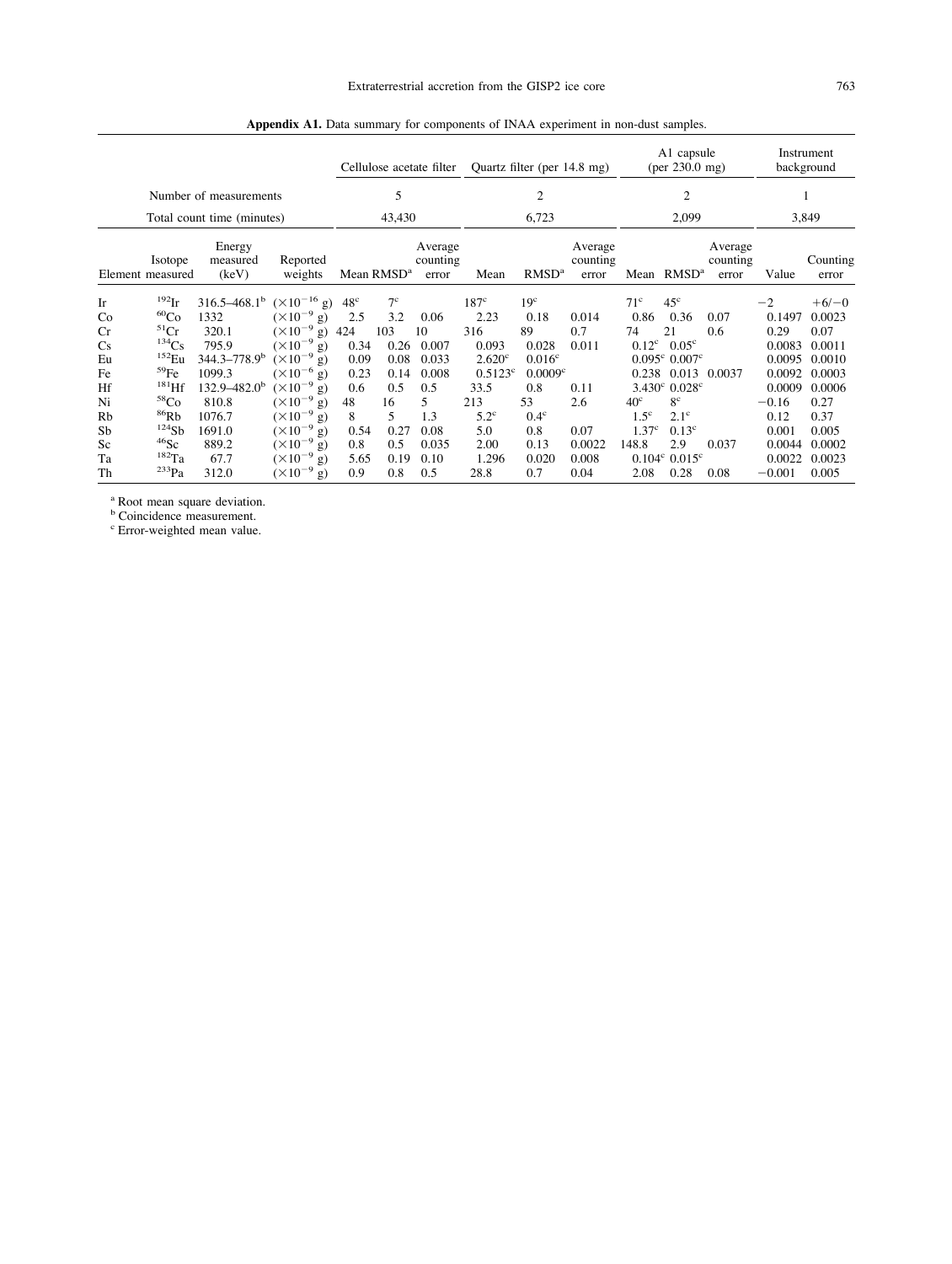**Appendix A1.** Data summary for components of INAA experiment in non-dust samples.

| | | | | Cellulose acetate filter | | | Quartz filter (per 14.8 mg) | | | A1 capsule (per 230.0 mg) | | | Instrument background | |
|---|---|---|---|---|---|---|---|---|---|---|---|---|---|---|
| Number of measurements | | | | 5 | | | 2 | | | 2 | | | 1 | |
| Total count time (minutes) | | | | 43,430 | | | 6,723 | | | 2,099 | | | 3,849 | |
| Element | Isotope measured | Energy measured (keV) | Reported weights | Mean | RMSD[a] | Average counting error | Mean | RMSD[a] | Average counting error | Mean | RMSD[a] | Average counting error | Value | Counting error |
| Ir | $^{192}$Ir | 316.5–468.1[b] | ($\times10^{-16}$ g) | 48[c] | 7[c] | | 187[c] | 19[c] | | 71[c] | 45[c] | | −2 | +6/−0 |
| Co | $^{60}$Co | 1332 | ($\times10^{-9}$ g) | 2.5 | 3.2 | 0.06 | 2.23 | 0.18 | 0.014 | 0.86 | 0.36 | 0.07 | 0.1497 | 0.0023 |
| Cr | $^{51}$Cr | 320.1 | ($\times10^{-9}$ g) | 424 | 103 | 10 | 316 | 89 | 0.7 | 74 | 21 | 0.6 | 0.29 | 0.07 |
| Cs | $^{134}$Cs | 795.9 | ($\times10^{-9}$ g) | 0.34 | 0.26 | 0.007 | 0.093 | 0.028 | 0.011 | 0.12[c] | 0.05[c] | | 0.0083 | 0.0011 |
| Eu | $^{152}$Eu | 344.3–778.9[b] | ($\times10^{-9}$ g) | 0.09 | 0.08 | 0.033 | 2.620[c] | 0.016[c] | | 0.095[c] | 0.007[c] | | 0.0095 | 0.0010 |
| Fe | $^{59}$Fe | 1099.3 | ($\times10^{-6}$ g) | 0.23 | 0.14 | 0.008 | 0.5123[c] | 0.0009[c] | | 0.238 | 0.013 | 0.0037 | 0.0092 | 0.0003 |
| Hf | $^{181}$Hf | 132.9–482.0[b] | ($\times10^{-9}$ g) | 0.6 | 0.5 | 0.5 | 33.5 | 0.8 | 0.11 | 3.430[c] | 0.028[c] | | 0.0009 | 0.0006 |
| Ni | $^{58}$Co | 810.8 | ($\times10^{-9}$ g) | 48 | 16 | 5 | 213 | 53 | 2.6 | 40[c] | 8[c] | | −0.16 | 0.27 |
| Rb | $^{86}$Rb | 1076.7 | ($\times10^{-9}$ g) | 8 | 5 | 1.3 | 5.2[c] | 0.4[c] | | 1.5[c] | 2.1[c] | | 0.12 | 0.37 |
| Sb | $^{124}$Sb | 1691.0 | ($\times10^{-9}$ g) | 0.54 | 0.27 | 0.08 | 5.0 | 0.8 | 0.07 | 1.37[c] | 0.13[c] | | 0.001 | 0.005 |
| Sc | $^{46}$Sc | 889.2 | ($\times10^{-9}$ g) | 0.8 | 0.5 | 0.035 | 2.00 | 0.13 | 0.0022 | 148.8 | 2.9 | 0.037 | 0.0044 | 0.0002 |
| Ta | $^{182}$Ta | 67.7 | ($\times10^{-9}$ g) | 5.65 | 0.19 | 0.10 | 1.296 | 0.020 | 0.008 | 0.104[c] | 0.015[c] | | 0.0022 | 0.0023 |
| Th | $^{233}$Pa | 312.0 | ($\times10^{-9}$ g) | 0.9 | 0.8 | 0.5 | 28.8 | 0.7 | 0.04 | 2.08 | 0.28 | 0.08 | −0.001 | 0.005 |

[a] Root mean square deviation.
[b] Coincidence measurement.
[c] Error-weighted mean value.